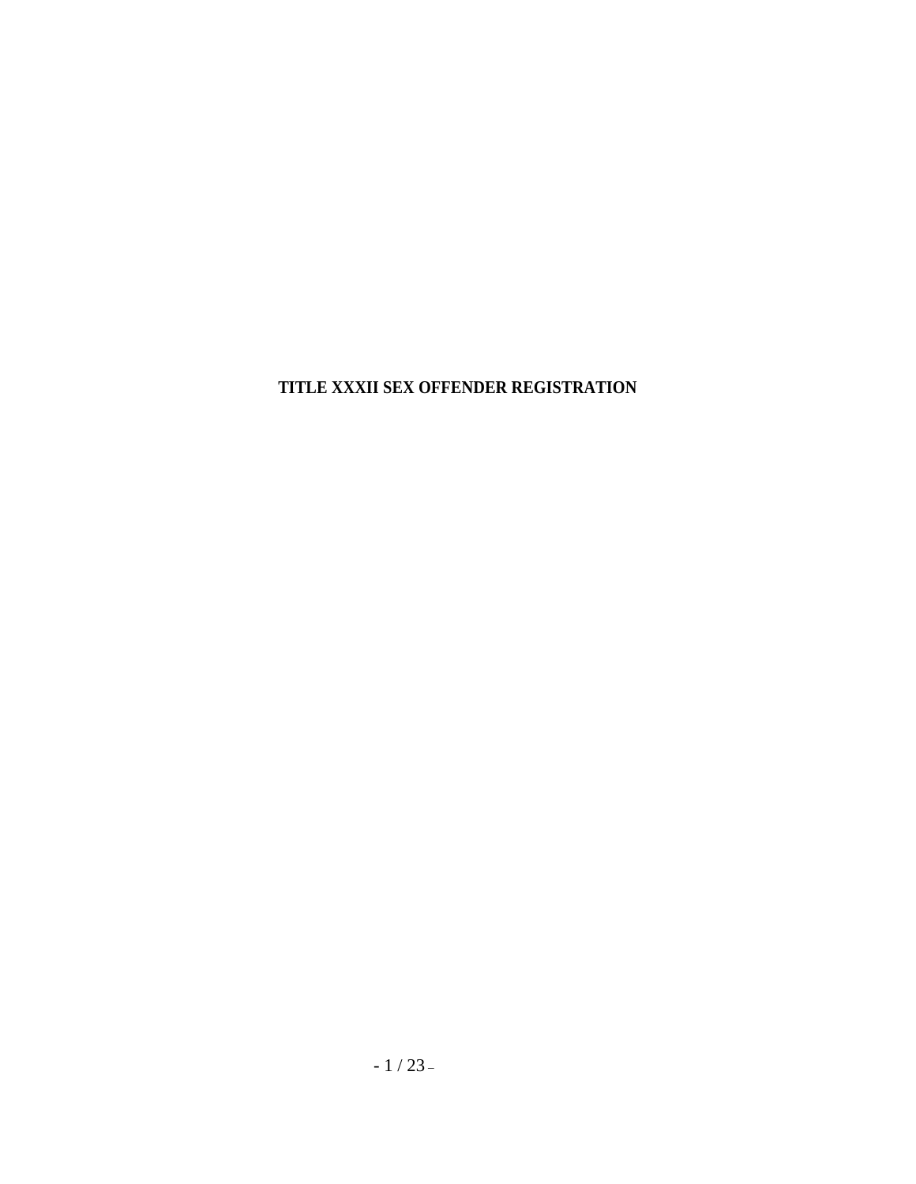# TITLE XXXII SEX OFFENDER REGISTRATION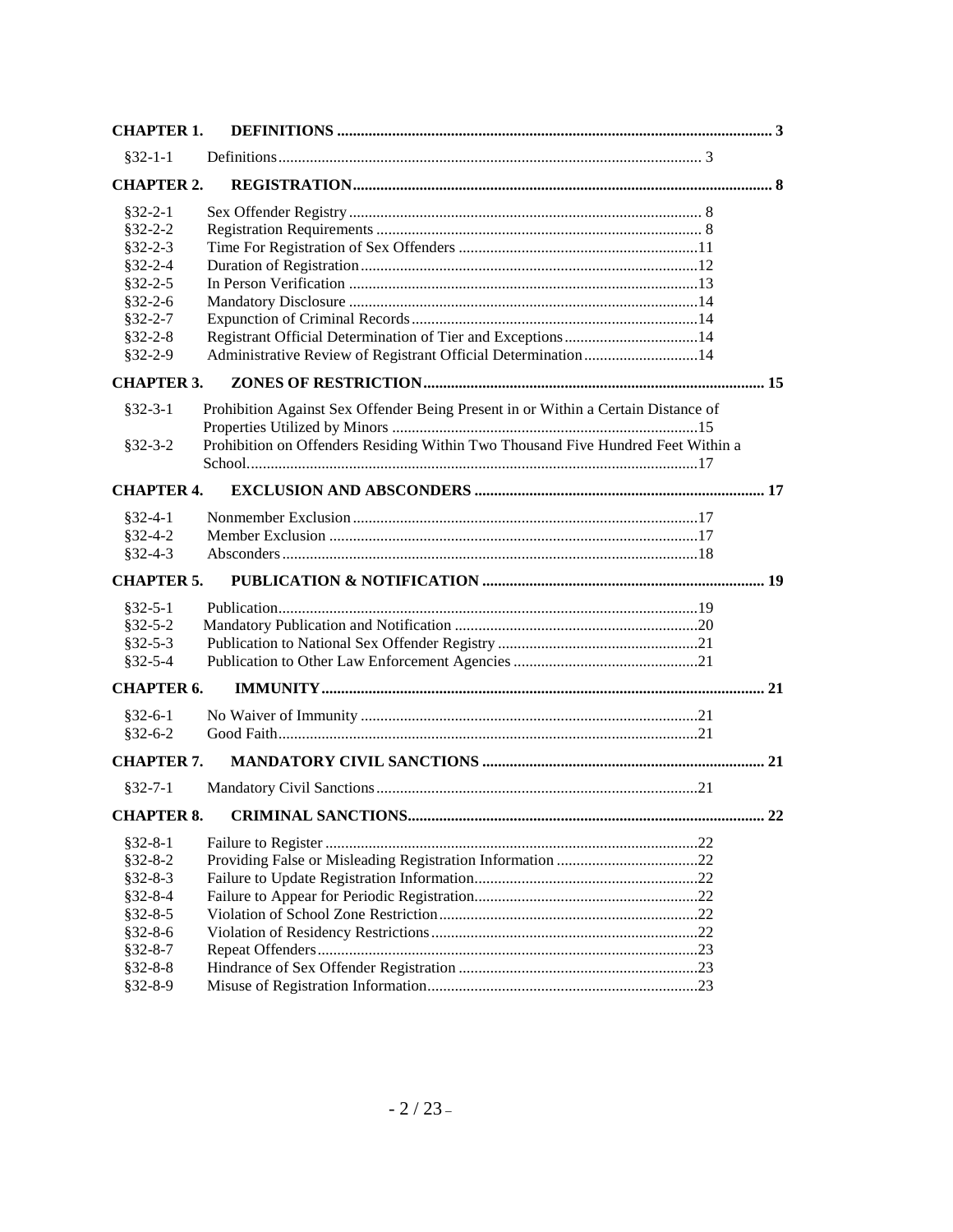**CHAPTER 1. DEFINITIONS** ..... 3

§32-1-1 Definitions ..... 3

**CHAPTER 2. REGISTRATION** ..... 8

§32-2-1 Sex Offender Registry ..... 8
§32-2-2 Registration Requirements ..... 8
§32-2-3 Time For Registration of Sex Offenders ..... 11
§32-2-4 Duration of Registration ..... 12
§32-2-5 In Person Verification ..... 13
§32-2-6 Mandatory Disclosure ..... 14
§32-2-7 Expunction of Criminal Records ..... 14
§32-2-8 Registrant Official Determination of Tier and Exceptions ..... 14
§32-2-9 Administrative Review of Registrant Official Determination ..... 14

**CHAPTER 3. ZONES OF RESTRICTION** ..... 15

§32-3-1 Prohibition Against Sex Offender Being Present in or Within a Certain Distance of Properties Utilized by Minors ..... 15
§32-3-2 Prohibition on Offenders Residing Within Two Thousand Five Hundred Feet Within a School ..... 17

**CHAPTER 4. EXCLUSION AND ABSCONDERS** ..... 17

§32-4-1 Nonmember Exclusion ..... 17
§32-4-2 Member Exclusion ..... 17
§32-4-3 Absconders ..... 18

**CHAPTER 5. PUBLICATION & NOTIFICATION** ..... 19

§32-5-1 Publication ..... 19
§32-5-2 Mandatory Publication and Notification ..... 20
§32-5-3 Publication to National Sex Offender Registry ..... 21
§32-5-4 Publication to Other Law Enforcement Agencies ..... 21

**CHAPTER 6. IMMUNITY** ..... 21

§32-6-1 No Waiver of Immunity ..... 21
§32-6-2 Good Faith ..... 21

**CHAPTER 7. MANDATORY CIVIL SANCTIONS** ..... 21

§32-7-1 Mandatory Civil Sanctions ..... 21

**CHAPTER 8. CRIMINAL SANCTIONS** ..... 22

§32-8-1 Failure to Register ..... 22
§32-8-2 Providing False or Misleading Registration Information ..... 22
§32-8-3 Failure to Update Registration Information ..... 22
§32-8-4 Failure to Appear for Periodic Registration ..... 22
§32-8-5 Violation of School Zone Restriction ..... 22
§32-8-6 Violation of Residency Restrictions ..... 22
§32-8-7 Repeat Offenders ..... 23
§32-8-8 Hindrance of Sex Offender Registration ..... 23
§32-8-9 Misuse of Registration Information ..... 23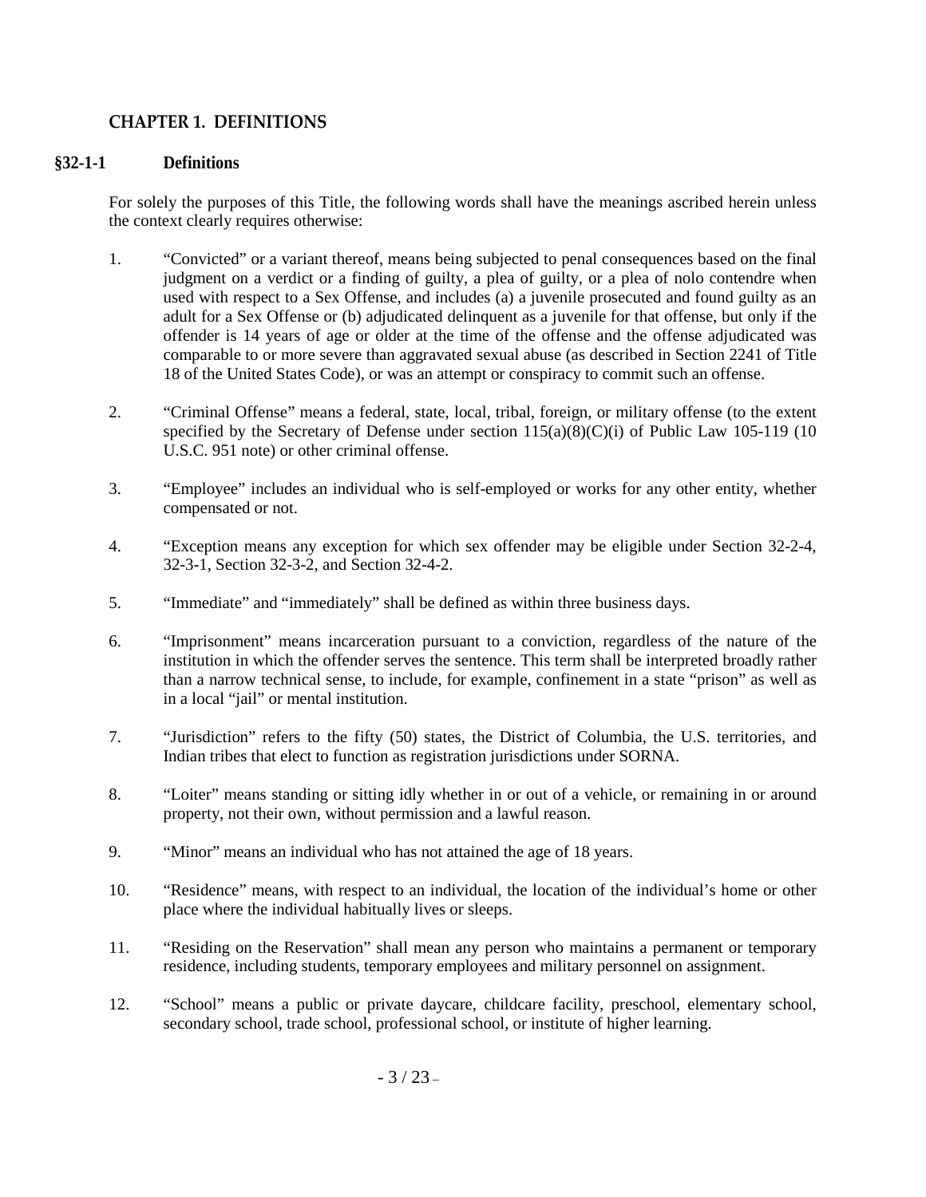## CHAPTER 1. DEFINITIONS

### §32-1-1 Definitions

For solely the purposes of this Title, the following words shall have the meanings ascribed herein unless the context clearly requires otherwise:

1. "Convicted" or a variant thereof, means being subjected to penal consequences based on the final judgment on a verdict or a finding of guilty, a plea of guilty, or a plea of nolo contendre when used with respect to a Sex Offense, and includes (a) a juvenile prosecuted and found guilty as an adult for a Sex Offense or (b) adjudicated delinquent as a juvenile for that offense, but only if the offender is 14 years of age or older at the time of the offense and the offense adjudicated was comparable to or more severe than aggravated sexual abuse (as described in Section 2241 of Title 18 of the United States Code), or was an attempt or conspiracy to commit such an offense.

2. "Criminal Offense" means a federal, state, local, tribal, foreign, or military offense (to the extent specified by the Secretary of Defense under section 115(a)(8)(C)(i) of Public Law 105-119 (10 U.S.C. 951 note) or other criminal offense.

3. "Employee" includes an individual who is self-employed or works for any other entity, whether compensated or not.

4. "Exception means any exception for which sex offender may be eligible under Section 32-2-4, 32-3-1, Section 32-3-2, and Section 32-4-2.

5. "Immediate" and "immediately" shall be defined as within three business days.

6. "Imprisonment" means incarceration pursuant to a conviction, regardless of the nature of the institution in which the offender serves the sentence. This term shall be interpreted broadly rather than a narrow technical sense, to include, for example, confinement in a state "prison" as well as in a local "jail" or mental institution.

7. "Jurisdiction" refers to the fifty (50) states, the District of Columbia, the U.S. territories, and Indian tribes that elect to function as registration jurisdictions under SORNA.

8. "Loiter" means standing or sitting idly whether in or out of a vehicle, or remaining in or around property, not their own, without permission and a lawful reason.

9. "Minor" means an individual who has not attained the age of 18 years.

10. "Residence" means, with respect to an individual, the location of the individual's home or other place where the individual habitually lives or sleeps.

11. "Residing on the Reservation" shall mean any person who maintains a permanent or temporary residence, including students, temporary employees and military personnel on assignment.

12. "School" means a public or private daycare, childcare facility, preschool, elementary school, secondary school, trade school, professional school, or institute of higher learning.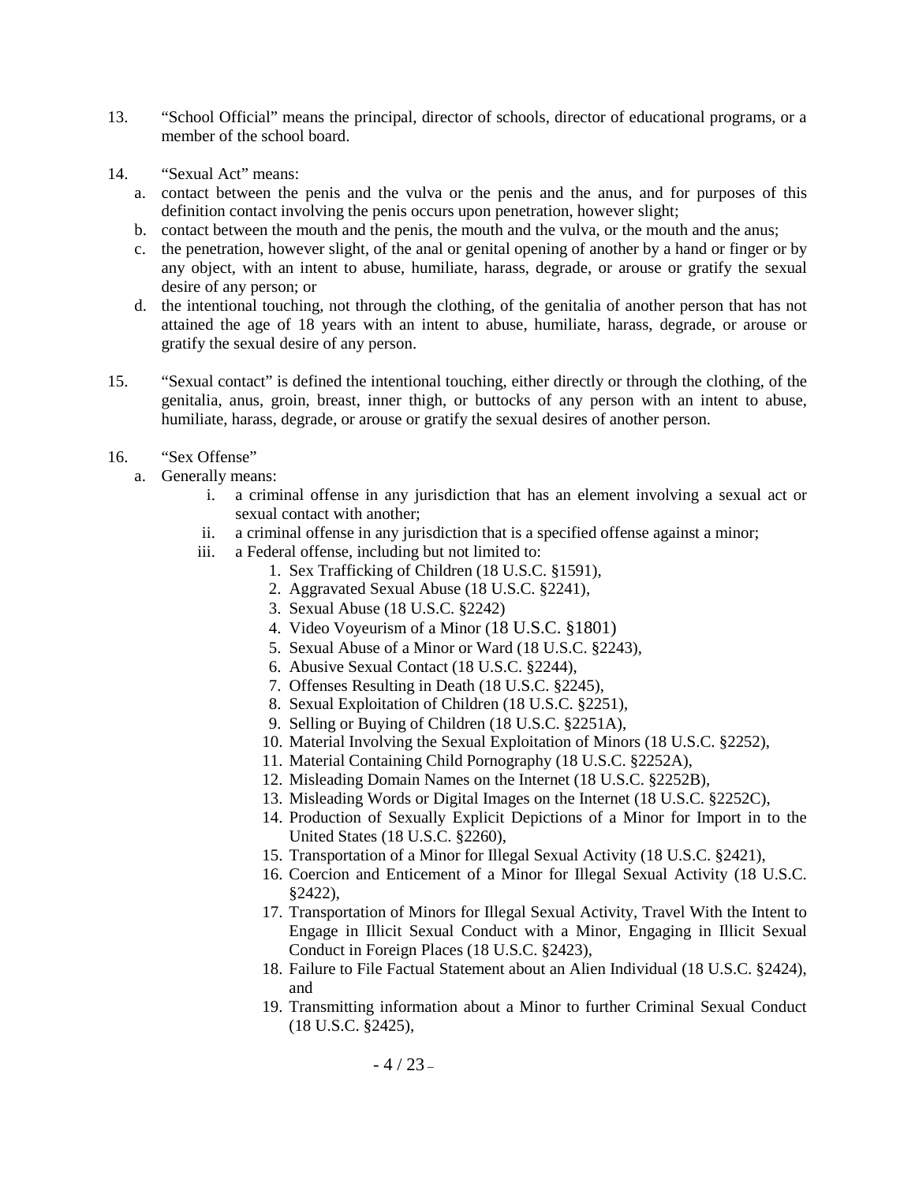13. "School Official" means the principal, director of schools, director of educational programs, or a member of the school board.

14. "Sexual Act" means:
    a. contact between the penis and the vulva or the penis and the anus, and for purposes of this definition contact involving the penis occurs upon penetration, however slight;
    b. contact between the mouth and the penis, the mouth and the vulva, or the mouth and the anus;
    c. the penetration, however slight, of the anal or genital opening of another by a hand or finger or by any object, with an intent to abuse, humiliate, harass, degrade, or arouse or gratify the sexual desire of any person; or
    d. the intentional touching, not through the clothing, of the genitalia of another person that has not attained the age of 18 years with an intent to abuse, humiliate, harass, degrade, or arouse or gratify the sexual desire of any person.

15. "Sexual contact" is defined the intentional touching, either directly or through the clothing, of the genitalia, anus, groin, breast, inner thigh, or buttocks of any person with an intent to abuse, humiliate, harass, degrade, or arouse or gratify the sexual desires of another person.

16. "Sex Offense"
    a. Generally means:
        i. a criminal offense in any jurisdiction that has an element involving a sexual act or sexual contact with another;
        ii. a criminal offense in any jurisdiction that is a specified offense against a minor;
        iii. a Federal offense, including but not limited to:
            1. Sex Trafficking of Children (18 U.S.C. §1591),
            2. Aggravated Sexual Abuse (18 U.S.C. §2241),
            3. Sexual Abuse (18 U.S.C. §2242)
            4. Video Voyeurism of a Minor (18 U.S.C. §1801)
            5. Sexual Abuse of a Minor or Ward (18 U.S.C. §2243),
            6. Abusive Sexual Contact (18 U.S.C. §2244),
            7. Offenses Resulting in Death (18 U.S.C. §2245),
            8. Sexual Exploitation of Children (18 U.S.C. §2251),
            9. Selling or Buying of Children (18 U.S.C. §2251A),
            10. Material Involving the Sexual Exploitation of Minors (18 U.S.C. §2252),
            11. Material Containing Child Pornography (18 U.S.C. §2252A),
            12. Misleading Domain Names on the Internet (18 U.S.C. §2252B),
            13. Misleading Words or Digital Images on the Internet (18 U.S.C. §2252C),
            14. Production of Sexually Explicit Depictions of a Minor for Import in to the United States (18 U.S.C. §2260),
            15. Transportation of a Minor for Illegal Sexual Activity (18 U.S.C. §2421),
            16. Coercion and Enticement of a Minor for Illegal Sexual Activity (18 U.S.C. §2422),
            17. Transportation of Minors for Illegal Sexual Activity, Travel With the Intent to Engage in Illicit Sexual Conduct with a Minor, Engaging in Illicit Sexual Conduct in Foreign Places (18 U.S.C. §2423),
            18. Failure to File Factual Statement about an Alien Individual (18 U.S.C. §2424), and
            19. Transmitting information about a Minor to further Criminal Sexual Conduct (18 U.S.C. §2425),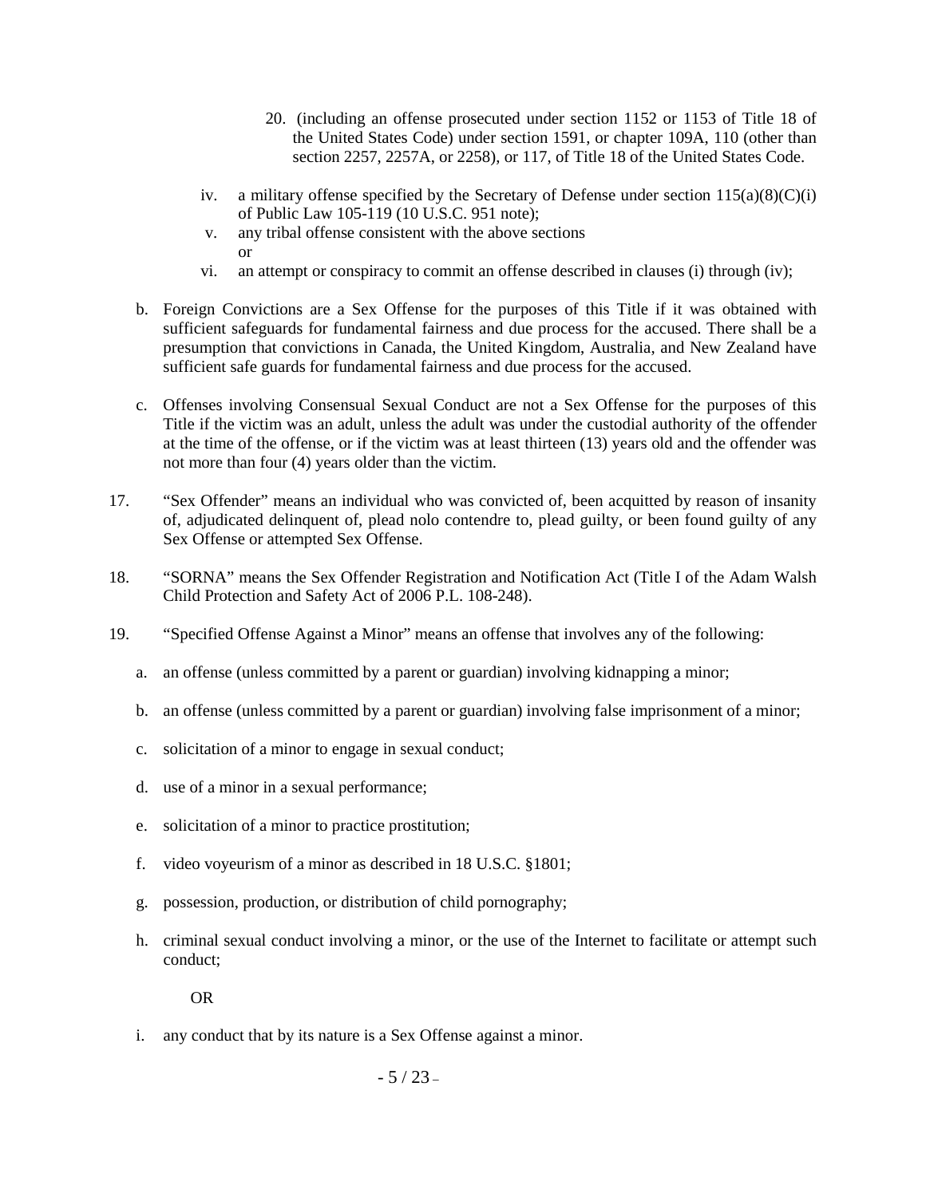20. (including an offense prosecuted under section 1152 or 1153 of Title 18 of the United States Code) under section 1591, or chapter 109A, 110 (other than section 2257, 2257A, or 2258), or 117, of Title 18 of the United States Code.

iv. a military offense specified by the Secretary of Defense under section 115(a)(8)(C)(i) of Public Law 105-119 (10 U.S.C. 951 note);

v. any tribal offense consistent with the above sections or

vi. an attempt or conspiracy to commit an offense described in clauses (i) through (iv);

b. Foreign Convictions are a Sex Offense for the purposes of this Title if it was obtained with sufficient safeguards for fundamental fairness and due process for the accused. There shall be a presumption that convictions in Canada, the United Kingdom, Australia, and New Zealand have sufficient safe guards for fundamental fairness and due process for the accused.

c. Offenses involving Consensual Sexual Conduct are not a Sex Offense for the purposes of this Title if the victim was an adult, unless the adult was under the custodial authority of the offender at the time of the offense, or if the victim was at least thirteen (13) years old and the offender was not more than four (4) years older than the victim.

17. "Sex Offender" means an individual who was convicted of, been acquitted by reason of insanity of, adjudicated delinquent of, plead nolo contendre to, plead guilty, or been found guilty of any Sex Offense or attempted Sex Offense.

18. "SORNA" means the Sex Offender Registration and Notification Act (Title I of the Adam Walsh Child Protection and Safety Act of 2006 P.L. 108-248).

19. "Specified Offense Against a Minor" means an offense that involves any of the following:

a. an offense (unless committed by a parent or guardian) involving kidnapping a minor;

b. an offense (unless committed by a parent or guardian) involving false imprisonment of a minor;

c. solicitation of a minor to engage in sexual conduct;

d. use of a minor in a sexual performance;

e. solicitation of a minor to practice prostitution;

f. video voyeurism of a minor as described in 18 U.S.C. §1801;

g. possession, production, or distribution of child pornography;

h. criminal sexual conduct involving a minor, or the use of the Internet to facilitate or attempt such conduct;

OR

i. any conduct that by its nature is a Sex Offense against a minor.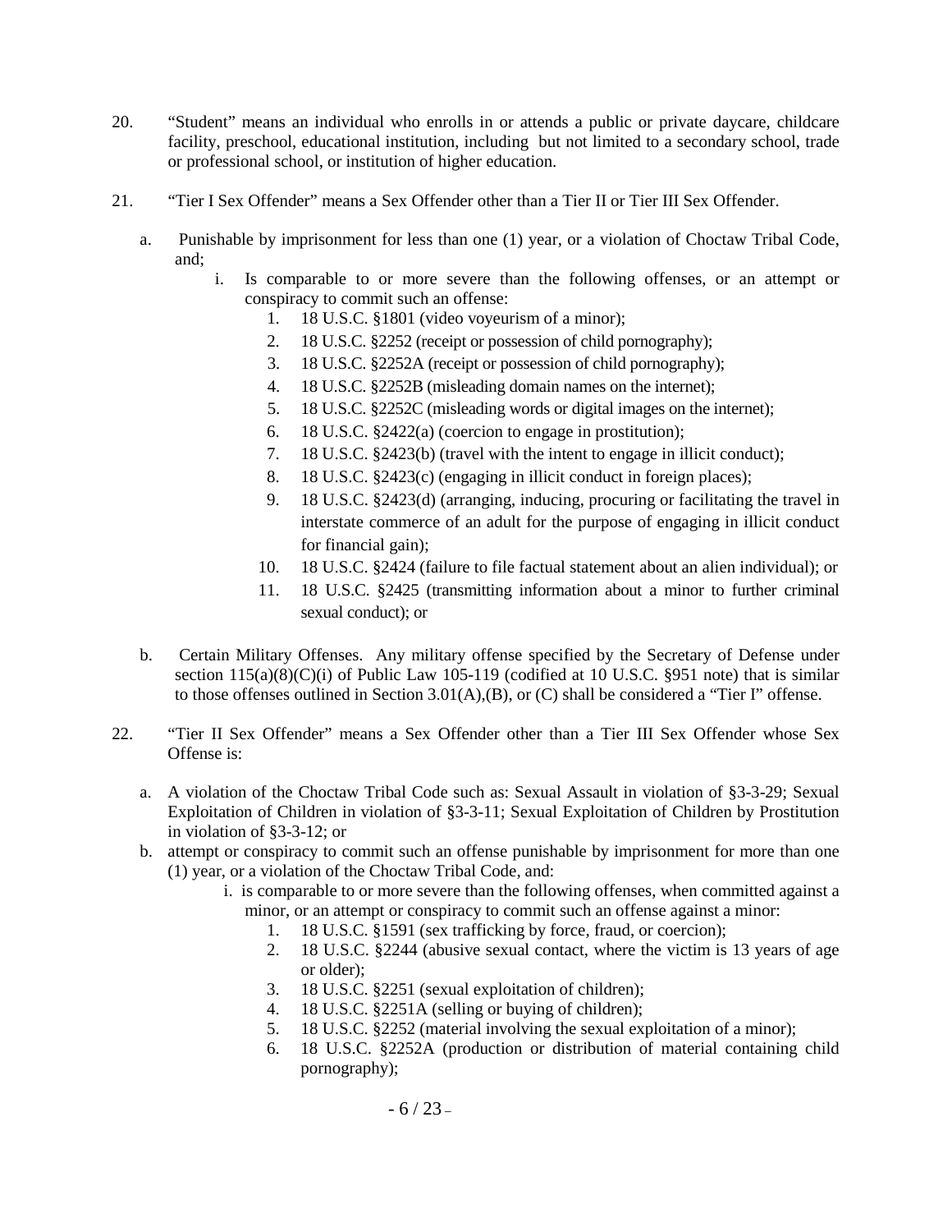20. "Student" means an individual who enrolls in or attends a public or private daycare, childcare facility, preschool, educational institution, including but not limited to a secondary school, trade or professional school, or institution of higher education.

21. "Tier I Sex Offender" means a Sex Offender other than a Tier II or Tier III Sex Offender.

    a. Punishable by imprisonment for less than one (1) year, or a violation of Choctaw Tribal Code, and;

        i. Is comparable to or more severe than the following offenses, or an attempt or conspiracy to commit such an offense:

            1. 18 U.S.C. §1801 (video voyeurism of a minor);
            2. 18 U.S.C. §2252 (receipt or possession of child pornography);
            3. 18 U.S.C. §2252A (receipt or possession of child pornography);
            4. 18 U.S.C. §2252B (misleading domain names on the internet);
            5. 18 U.S.C. §2252C (misleading words or digital images on the internet);
            6. 18 U.S.C. §2422(a) (coercion to engage in prostitution);
            7. 18 U.S.C. §2423(b) (travel with the intent to engage in illicit conduct);
            8. 18 U.S.C. §2423(c) (engaging in illicit conduct in foreign places);
            9. 18 U.S.C. §2423(d) (arranging, inducing, procuring or facilitating the travel in interstate commerce of an adult for the purpose of engaging in illicit conduct for financial gain);
            10. 18 U.S.C. §2424 (failure to file factual statement about an alien individual); or
            11. 18 U.S.C. §2425 (transmitting information about a minor to further criminal sexual conduct); or

    b. Certain Military Offenses. Any military offense specified by the Secretary of Defense under section 115(a)(8)(C)(i) of Public Law 105-119 (codified at 10 U.S.C. §951 note) that is similar to those offenses outlined in Section 3.01(A),(B), or (C) shall be considered a "Tier I" offense.

22. "Tier II Sex Offender" means a Sex Offender other than a Tier III Sex Offender whose Sex Offense is:

    a. A violation of the Choctaw Tribal Code such as: Sexual Assault in violation of §3-3-29; Sexual Exploitation of Children in violation of §3-3-11; Sexual Exploitation of Children by Prostitution in violation of §3-3-12; or

    b. attempt or conspiracy to commit such an offense punishable by imprisonment for more than one (1) year, or a violation of the Choctaw Tribal Code, and:

        i. is comparable to or more severe than the following offenses, when committed against a minor, or an attempt or conspiracy to commit such an offense against a minor:

            1. 18 U.S.C. §1591 (sex trafficking by force, fraud, or coercion);
            2. 18 U.S.C. §2244 (abusive sexual contact, where the victim is 13 years of age or older);
            3. 18 U.S.C. §2251 (sexual exploitation of children);
            4. 18 U.S.C. §2251A (selling or buying of children);
            5. 18 U.S.C. §2252 (material involving the sexual exploitation of a minor);
            6. 18 U.S.C. §2252A (production or distribution of material containing child pornography);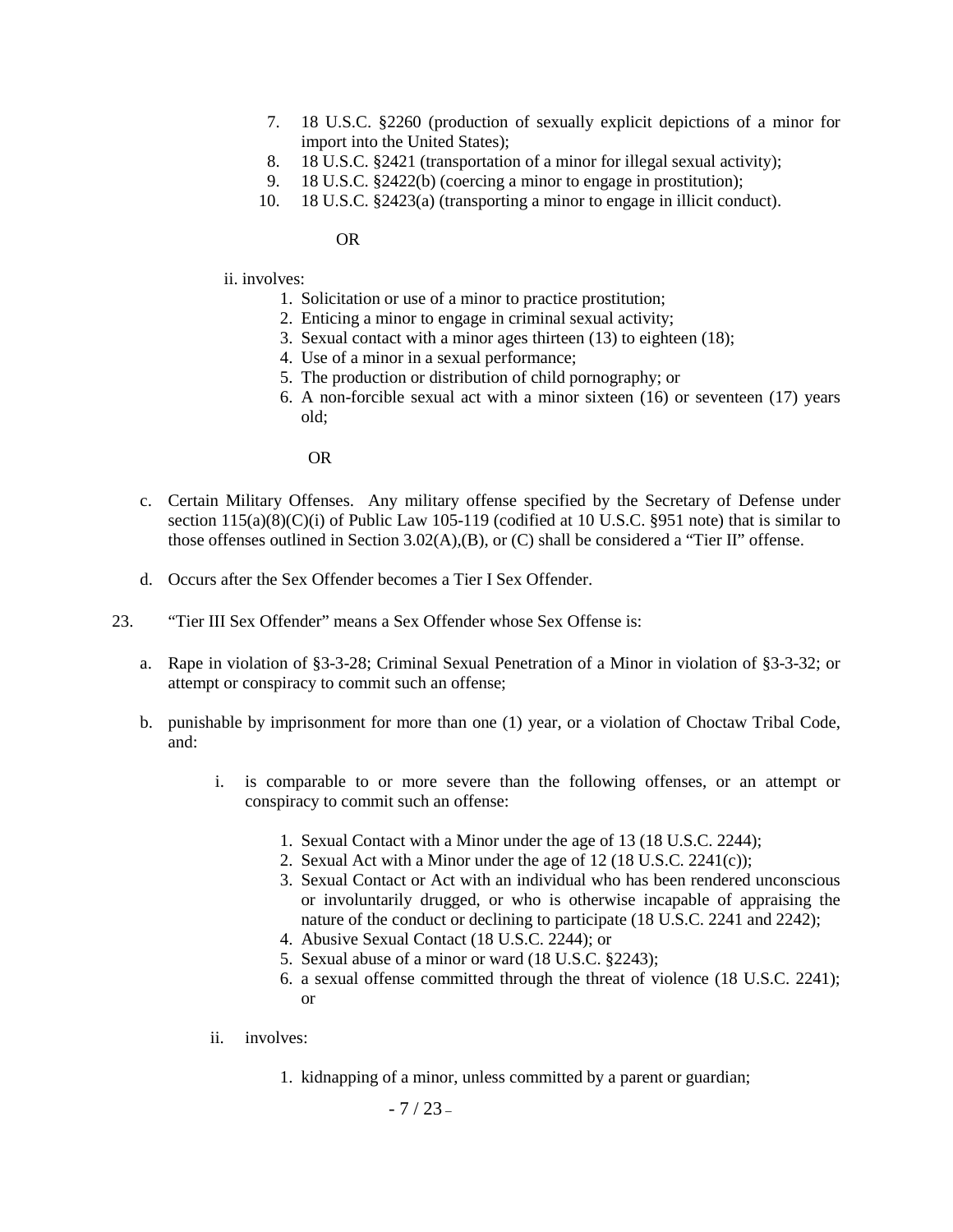7. 18 U.S.C. §2260 (production of sexually explicit depictions of a minor for import into the United States);
8. 18 U.S.C. §2421 (transportation of a minor for illegal sexual activity);
9. 18 U.S.C. §2422(b) (coercing a minor to engage in prostitution);
10. 18 U.S.C. §2423(a) (transporting a minor to engage in illicit conduct).

OR

ii. involves:

1. Solicitation or use of a minor to practice prostitution;
2. Enticing a minor to engage in criminal sexual activity;
3. Sexual contact with a minor ages thirteen (13) to eighteen (18);
4. Use of a minor in a sexual performance;
5. The production or distribution of child pornography; or
6. A non-forcible sexual act with a minor sixteen (16) or seventeen (17) years old;

OR

c. Certain Military Offenses. Any military offense specified by the Secretary of Defense under section 115(a)(8)(C)(i) of Public Law 105-119 (codified at 10 U.S.C. §951 note) that is similar to those offenses outlined in Section 3.02(A),(B), or (C) shall be considered a "Tier II" offense.

d. Occurs after the Sex Offender becomes a Tier I Sex Offender.

23. "Tier III Sex Offender" means a Sex Offender whose Sex Offense is:

a. Rape in violation of §3-3-28; Criminal Sexual Penetration of a Minor in violation of §3-3-32; or attempt or conspiracy to commit such an offense;

b. punishable by imprisonment for more than one (1) year, or a violation of Choctaw Tribal Code, and:

i. is comparable to or more severe than the following offenses, or an attempt or conspiracy to commit such an offense:

1. Sexual Contact with a Minor under the age of 13 (18 U.S.C. 2244);
2. Sexual Act with a Minor under the age of 12 (18 U.S.C. 2241(c));
3. Sexual Contact or Act with an individual who has been rendered unconscious or involuntarily drugged, or who is otherwise incapable of appraising the nature of the conduct or declining to participate (18 U.S.C. 2241 and 2242);
4. Abusive Sexual Contact (18 U.S.C. 2244); or
5. Sexual abuse of a minor or ward (18 U.S.C. §2243);
6. a sexual offense committed through the threat of violence (18 U.S.C. 2241); or

ii. involves:

1. kidnapping of a minor, unless committed by a parent or guardian;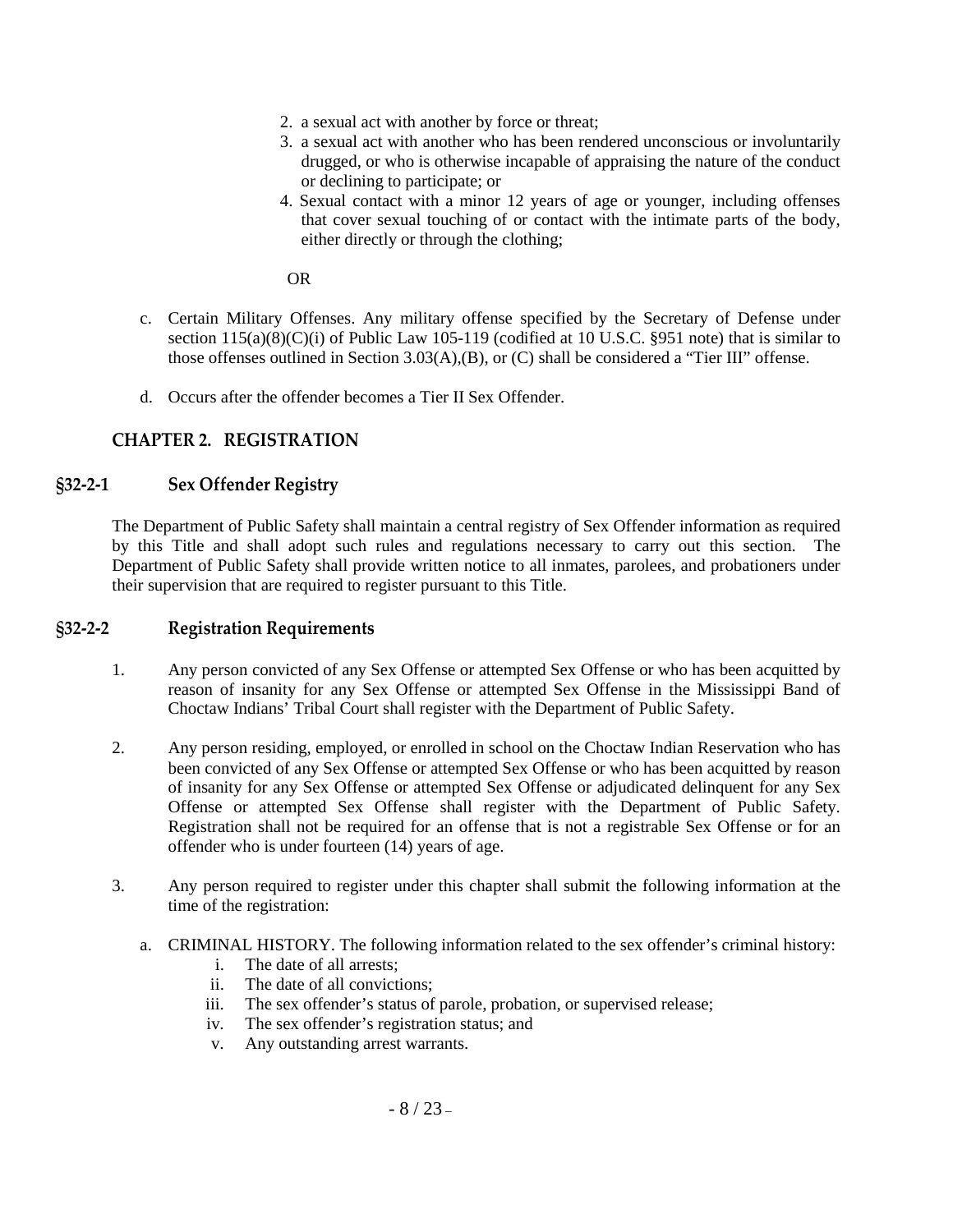2. a sexual act with another by force or threat;
3. a sexual act with another who has been rendered unconscious or involuntarily drugged, or who is otherwise incapable of appraising the nature of the conduct or declining to participate; or
4. Sexual contact with a minor 12 years of age or younger, including offenses that cover sexual touching of or contact with the intimate parts of the body, either directly or through the clothing;

OR

c. Certain Military Offenses. Any military offense specified by the Secretary of Defense under section 115(a)(8)(C)(i) of Public Law 105-119 (codified at 10 U.S.C. §951 note) that is similar to those offenses outlined in Section 3.03(A),(B), or (C) shall be considered a "Tier III" offense.

d. Occurs after the offender becomes a Tier II Sex Offender.

## CHAPTER 2. REGISTRATION

### §32-2-1 Sex Offender Registry

The Department of Public Safety shall maintain a central registry of Sex Offender information as required by this Title and shall adopt such rules and regulations necessary to carry out this section. The Department of Public Safety shall provide written notice to all inmates, parolees, and probationers under their supervision that are required to register pursuant to this Title.

### §32-2-2 Registration Requirements

1. Any person convicted of any Sex Offense or attempted Sex Offense or who has been acquitted by reason of insanity for any Sex Offense or attempted Sex Offense in the Mississippi Band of Choctaw Indians' Tribal Court shall register with the Department of Public Safety.

2. Any person residing, employed, or enrolled in school on the Choctaw Indian Reservation who has been convicted of any Sex Offense or attempted Sex Offense or who has been acquitted by reason of insanity for any Sex Offense or attempted Sex Offense or adjudicated delinquent for any Sex Offense or attempted Sex Offense shall register with the Department of Public Safety. Registration shall not be required for an offense that is not a registrable Sex Offense or for an offender who is under fourteen (14) years of age.

3. Any person required to register under this chapter shall submit the following information at the time of the registration:

   a. CRIMINAL HISTORY. The following information related to the sex offender's criminal history:
      i. The date of all arrests;
      ii. The date of all convictions;
      iii. The sex offender's status of parole, probation, or supervised release;
      iv. The sex offender's registration status; and
      v. Any outstanding arrest warrants.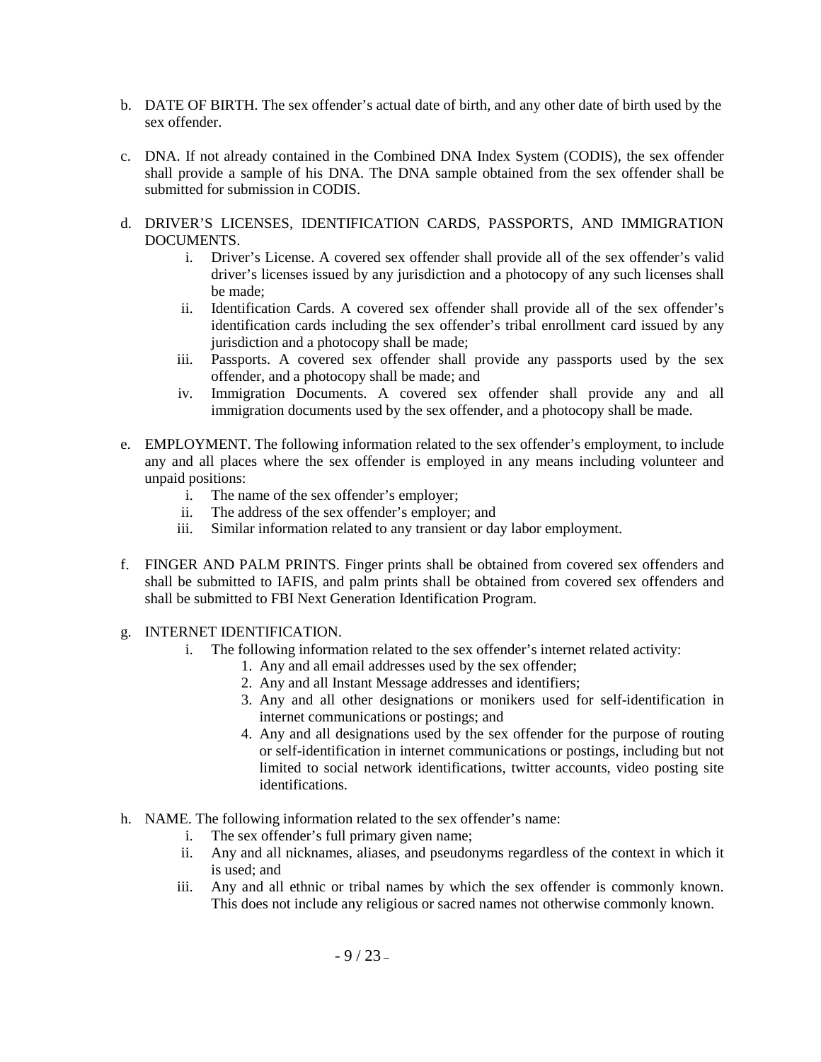b. DATE OF BIRTH. The sex offender's actual date of birth, and any other date of birth used by the sex offender.

c. DNA. If not already contained in the Combined DNA Index System (CODIS), the sex offender shall provide a sample of his DNA. The DNA sample obtained from the sex offender shall be submitted for submission in CODIS.

d. DRIVER'S LICENSES, IDENTIFICATION CARDS, PASSPORTS, AND IMMIGRATION DOCUMENTS.
   i. Driver's License. A covered sex offender shall provide all of the sex offender's valid driver's licenses issued by any jurisdiction and a photocopy of any such licenses shall be made;
   ii. Identification Cards. A covered sex offender shall provide all of the sex offender's identification cards including the sex offender's tribal enrollment card issued by any jurisdiction and a photocopy shall be made;
   iii. Passports. A covered sex offender shall provide any passports used by the sex offender, and a photocopy shall be made; and
   iv. Immigration Documents. A covered sex offender shall provide any and all immigration documents used by the sex offender, and a photocopy shall be made.

e. EMPLOYMENT. The following information related to the sex offender's employment, to include any and all places where the sex offender is employed in any means including volunteer and unpaid positions:
   i. The name of the sex offender's employer;
   ii. The address of the sex offender's employer; and
   iii. Similar information related to any transient or day labor employment.

f. FINGER AND PALM PRINTS. Finger prints shall be obtained from covered sex offenders and shall be submitted to IAFIS, and palm prints shall be obtained from covered sex offenders and shall be submitted to FBI Next Generation Identification Program.

g. INTERNET IDENTIFICATION.
   i. The following information related to the sex offender's internet related activity:
      1. Any and all email addresses used by the sex offender;
      2. Any and all Instant Message addresses and identifiers;
      3. Any and all other designations or monikers used for self-identification in internet communications or postings; and
      4. Any and all designations used by the sex offender for the purpose of routing or self-identification in internet communications or postings, including but not limited to social network identifications, twitter accounts, video posting site identifications.

h. NAME. The following information related to the sex offender's name:
   i. The sex offender's full primary given name;
   ii. Any and all nicknames, aliases, and pseudonyms regardless of the context in which it is used; and
   iii. Any and all ethnic or tribal names by which the sex offender is commonly known. This does not include any religious or sacred names not otherwise commonly known.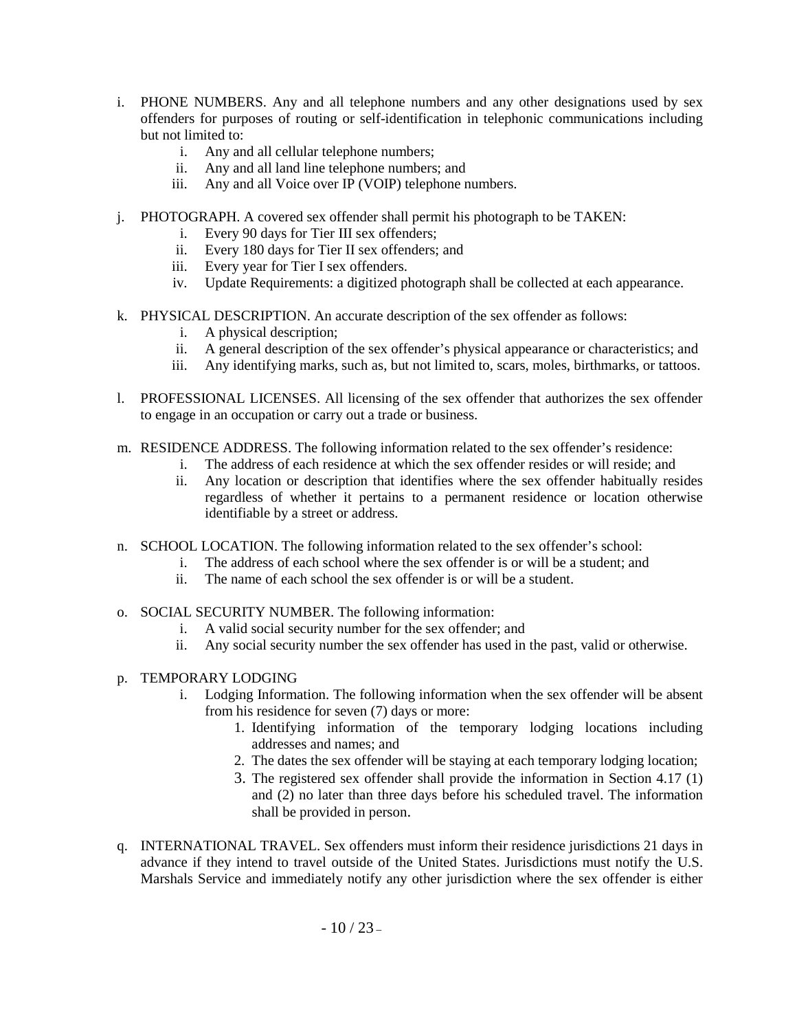i. PHONE NUMBERS. Any and all telephone numbers and any other designations used by sex offenders for purposes of routing or self-identification in telephonic communications including but not limited to:
    i. Any and all cellular telephone numbers;
    ii. Any and all land line telephone numbers; and
    iii. Any and all Voice over IP (VOIP) telephone numbers.

j. PHOTOGRAPH. A covered sex offender shall permit his photograph to be TAKEN:
    i. Every 90 days for Tier III sex offenders;
    ii. Every 180 days for Tier II sex offenders; and
    iii. Every year for Tier I sex offenders.
    iv. Update Requirements: a digitized photograph shall be collected at each appearance.

k. PHYSICAL DESCRIPTION. An accurate description of the sex offender as follows:
    i. A physical description;
    ii. A general description of the sex offender's physical appearance or characteristics; and
    iii. Any identifying marks, such as, but not limited to, scars, moles, birthmarks, or tattoos.

l. PROFESSIONAL LICENSES. All licensing of the sex offender that authorizes the sex offender to engage in an occupation or carry out a trade or business.

m. RESIDENCE ADDRESS. The following information related to the sex offender's residence:
    i. The address of each residence at which the sex offender resides or will reside; and
    ii. Any location or description that identifies where the sex offender habitually resides regardless of whether it pertains to a permanent residence or location otherwise identifiable by a street or address.

n. SCHOOL LOCATION. The following information related to the sex offender's school:
    i. The address of each school where the sex offender is or will be a student; and
    ii. The name of each school the sex offender is or will be a student.

o. SOCIAL SECURITY NUMBER. The following information:
    i. A valid social security number for the sex offender; and
    ii. Any social security number the sex offender has used in the past, valid or otherwise.

p. TEMPORARY LODGING
    i. Lodging Information. The following information when the sex offender will be absent from his residence for seven (7) days or more:
        1. Identifying information of the temporary lodging locations including addresses and names; and
        2. The dates the sex offender will be staying at each temporary lodging location;
        3. The registered sex offender shall provide the information in Section 4.17 (1) and (2) no later than three days before his scheduled travel. The information shall be provided in person.

q. INTERNATIONAL TRAVEL. Sex offenders must inform their residence jurisdictions 21 days in advance if they intend to travel outside of the United States. Jurisdictions must notify the U.S. Marshals Service and immediately notify any other jurisdiction where the sex offender is either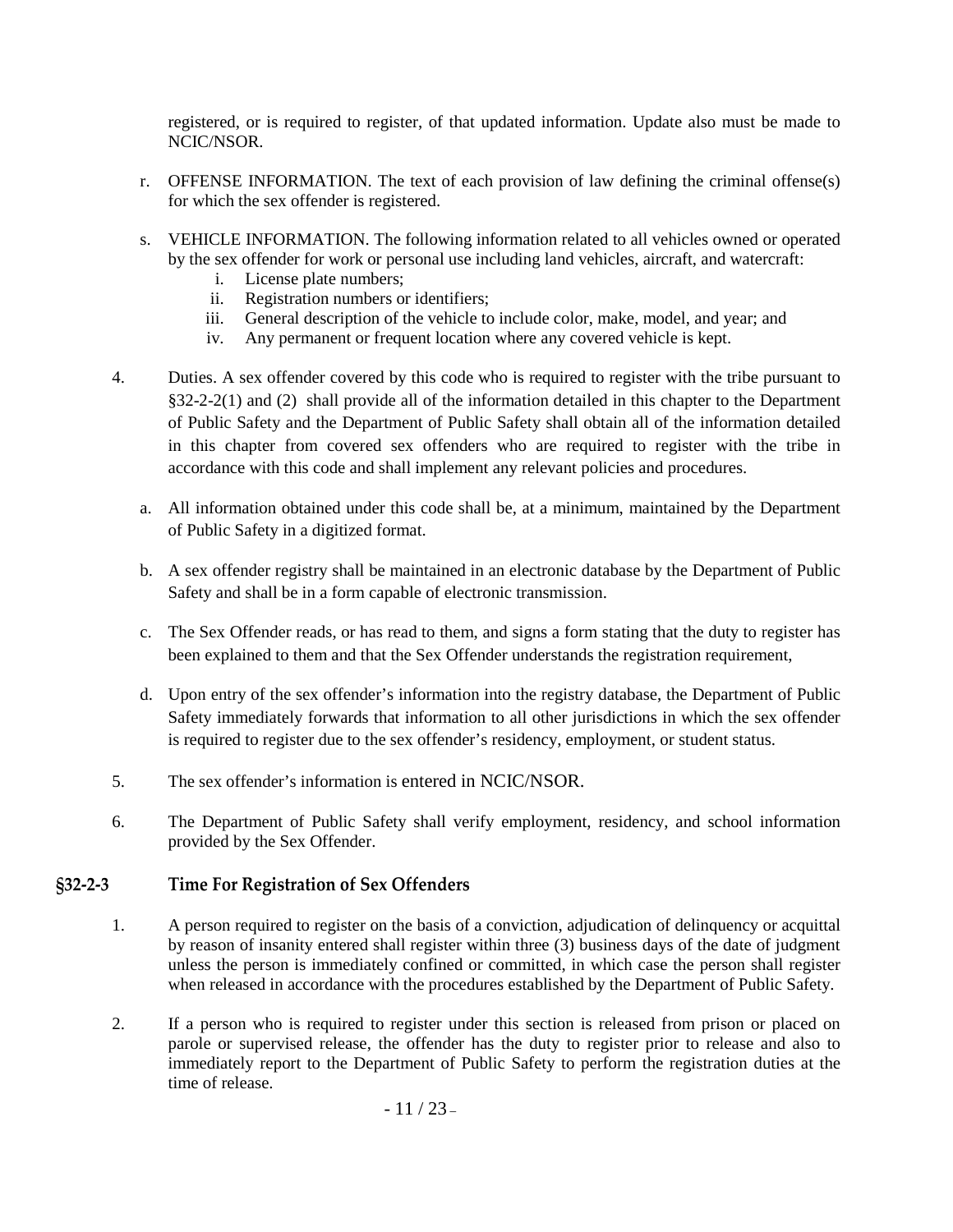registered, or is required to register, of that updated information. Update also must be made to NCIC/NSOR.

r. OFFENSE INFORMATION. The text of each provision of law defining the criminal offense(s) for which the sex offender is registered.

s. VEHICLE INFORMATION. The following information related to all vehicles owned or operated by the sex offender for work or personal use including land vehicles, aircraft, and watercraft:
   i. License plate numbers;
   ii. Registration numbers or identifiers;
   iii. General description of the vehicle to include color, make, model, and year; and
   iv. Any permanent or frequent location where any covered vehicle is kept.

4. Duties. A sex offender covered by this code who is required to register with the tribe pursuant to §32-2-2(1) and (2) shall provide all of the information detailed in this chapter to the Department of Public Safety and the Department of Public Safety shall obtain all of the information detailed in this chapter from covered sex offenders who are required to register with the tribe in accordance with this code and shall implement any relevant policies and procedures.

   a. All information obtained under this code shall be, at a minimum, maintained by the Department of Public Safety in a digitized format.

   b. A sex offender registry shall be maintained in an electronic database by the Department of Public Safety and shall be in a form capable of electronic transmission.

   c. The Sex Offender reads, or has read to them, and signs a form stating that the duty to register has been explained to them and that the Sex Offender understands the registration requirement,

   d. Upon entry of the sex offender's information into the registry database, the Department of Public Safety immediately forwards that information to all other jurisdictions in which the sex offender is required to register due to the sex offender's residency, employment, or student status.

5. The sex offender's information is entered in NCIC/NSOR.

6. The Department of Public Safety shall verify employment, residency, and school information provided by the Sex Offender.

## §32-2-3 Time For Registration of Sex Offenders

1. A person required to register on the basis of a conviction, adjudication of delinquency or acquittal by reason of insanity entered shall register within three (3) business days of the date of judgment unless the person is immediately confined or committed, in which case the person shall register when released in accordance with the procedures established by the Department of Public Safety.

2. If a person who is required to register under this section is released from prison or placed on parole or supervised release, the offender has the duty to register prior to release and also to immediately report to the Department of Public Safety to perform the registration duties at the time of release.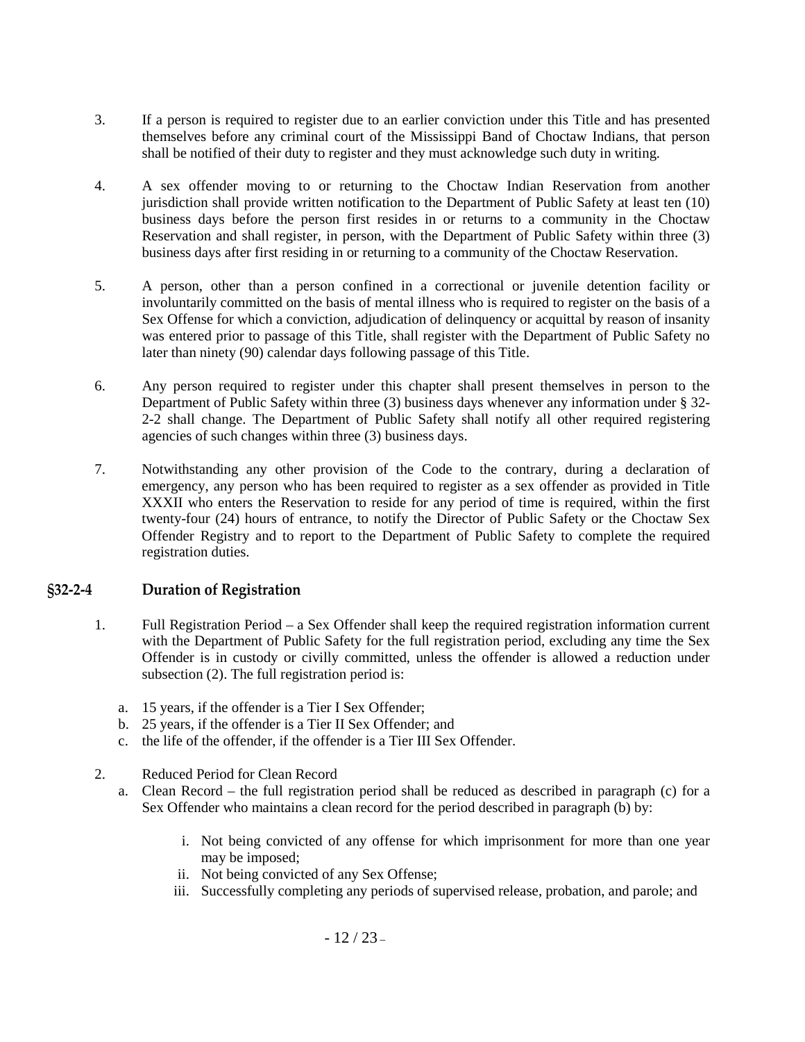3. If a person is required to register due to an earlier conviction under this Title and has presented themselves before any criminal court of the Mississippi Band of Choctaw Indians, that person shall be notified of their duty to register and they must acknowledge such duty in writing.

4. A sex offender moving to or returning to the Choctaw Indian Reservation from another jurisdiction shall provide written notification to the Department of Public Safety at least ten (10) business days before the person first resides in or returns to a community in the Choctaw Reservation and shall register, in person, with the Department of Public Safety within three (3) business days after first residing in or returning to a community of the Choctaw Reservation.

5. A person, other than a person confined in a correctional or juvenile detention facility or involuntarily committed on the basis of mental illness who is required to register on the basis of a Sex Offense for which a conviction, adjudication of delinquency or acquittal by reason of insanity was entered prior to passage of this Title, shall register with the Department of Public Safety no later than ninety (90) calendar days following passage of this Title.

6. Any person required to register under this chapter shall present themselves in person to the Department of Public Safety within three (3) business days whenever any information under § 32-2-2 shall change. The Department of Public Safety shall notify all other required registering agencies of such changes within three (3) business days.

7. Notwithstanding any other provision of the Code to the contrary, during a declaration of emergency, any person who has been required to register as a sex offender as provided in Title XXXII who enters the Reservation to reside for any period of time is required, within the first twenty-four (24) hours of entrance, to notify the Director of Public Safety or the Choctaw Sex Offender Registry and to report to the Department of Public Safety to complete the required registration duties.

## §32-2-4 Duration of Registration

1. Full Registration Period – a Sex Offender shall keep the required registration information current with the Department of Public Safety for the full registration period, excluding any time the Sex Offender is in custody or civilly committed, unless the offender is allowed a reduction under subsection (2). The full registration period is:
   a. 15 years, if the offender is a Tier I Sex Offender;
   b. 25 years, if the offender is a Tier II Sex Offender; and
   c. the life of the offender, if the offender is a Tier III Sex Offender.

2. Reduced Period for Clean Record
   a. Clean Record – the full registration period shall be reduced as described in paragraph (c) for a Sex Offender who maintains a clean record for the period described in paragraph (b) by:
      i. Not being convicted of any offense for which imprisonment for more than one year may be imposed;
      ii. Not being convicted of any Sex Offense;
      iii. Successfully completing any periods of supervised release, probation, and parole; and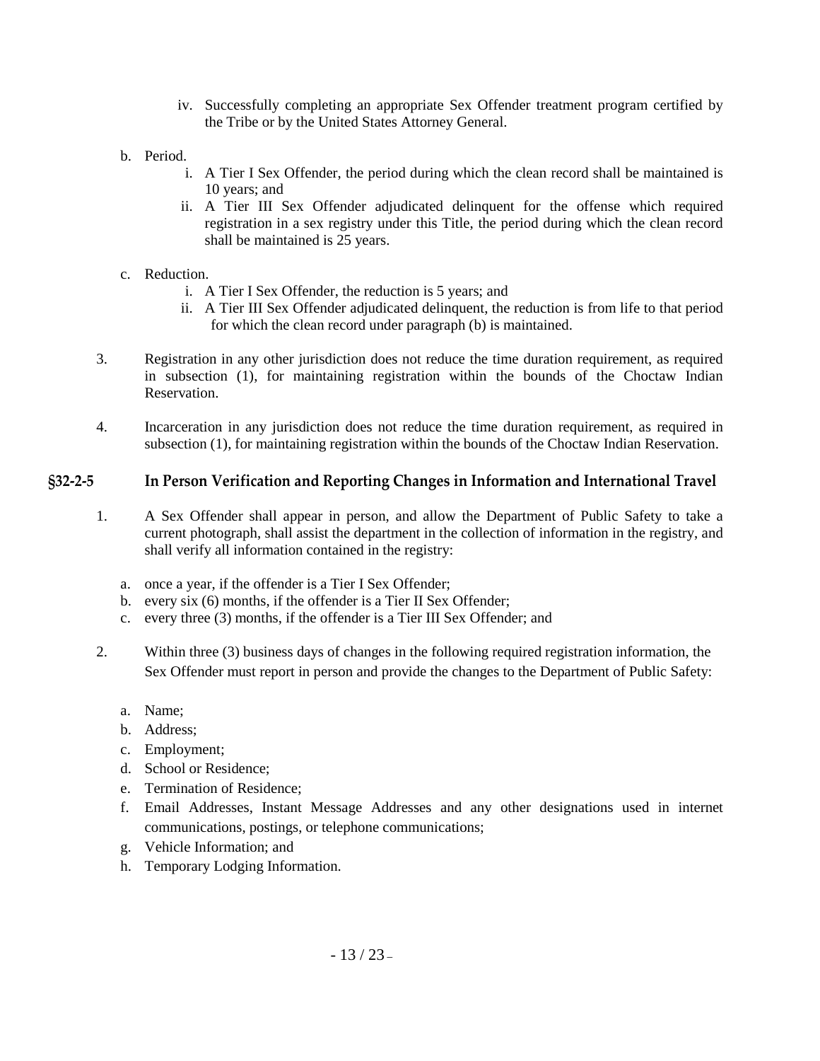iv. Successfully completing an appropriate Sex Offender treatment program certified by the Tribe or by the United States Attorney General.

  b. Period.
    i. A Tier I Sex Offender, the period during which the clean record shall be maintained is 10 years; and
    ii. A Tier III Sex Offender adjudicated delinquent for the offense which required registration in a sex registry under this Title, the period during which the clean record shall be maintained is 25 years.

  c. Reduction.
    i. A Tier I Sex Offender, the reduction is 5 years; and
    ii. A Tier III Sex Offender adjudicated delinquent, the reduction is from life to that period for which the clean record under paragraph (b) is maintained.

3. Registration in any other jurisdiction does not reduce the time duration requirement, as required in subsection (1), for maintaining registration within the bounds of the Choctaw Indian Reservation.

4. Incarceration in any jurisdiction does not reduce the time duration requirement, as required in subsection (1), for maintaining registration within the bounds of the Choctaw Indian Reservation.

## §32-2-5 In Person Verification and Reporting Changes in Information and International Travel

1. A Sex Offender shall appear in person, and allow the Department of Public Safety to take a current photograph, shall assist the department in the collection of information in the registry, and shall verify all information contained in the registry:

   a. once a year, if the offender is a Tier I Sex Offender;
   b. every six (6) months, if the offender is a Tier II Sex Offender;
   c. every three (3) months, if the offender is a Tier III Sex Offender; and

2. Within three (3) business days of changes in the following required registration information, the Sex Offender must report in person and provide the changes to the Department of Public Safety:

   a. Name;
   b. Address;
   c. Employment;
   d. School or Residence;
   e. Termination of Residence;
   f. Email Addresses, Instant Message Addresses and any other designations used in internet communications, postings, or telephone communications;
   g. Vehicle Information; and
   h. Temporary Lodging Information.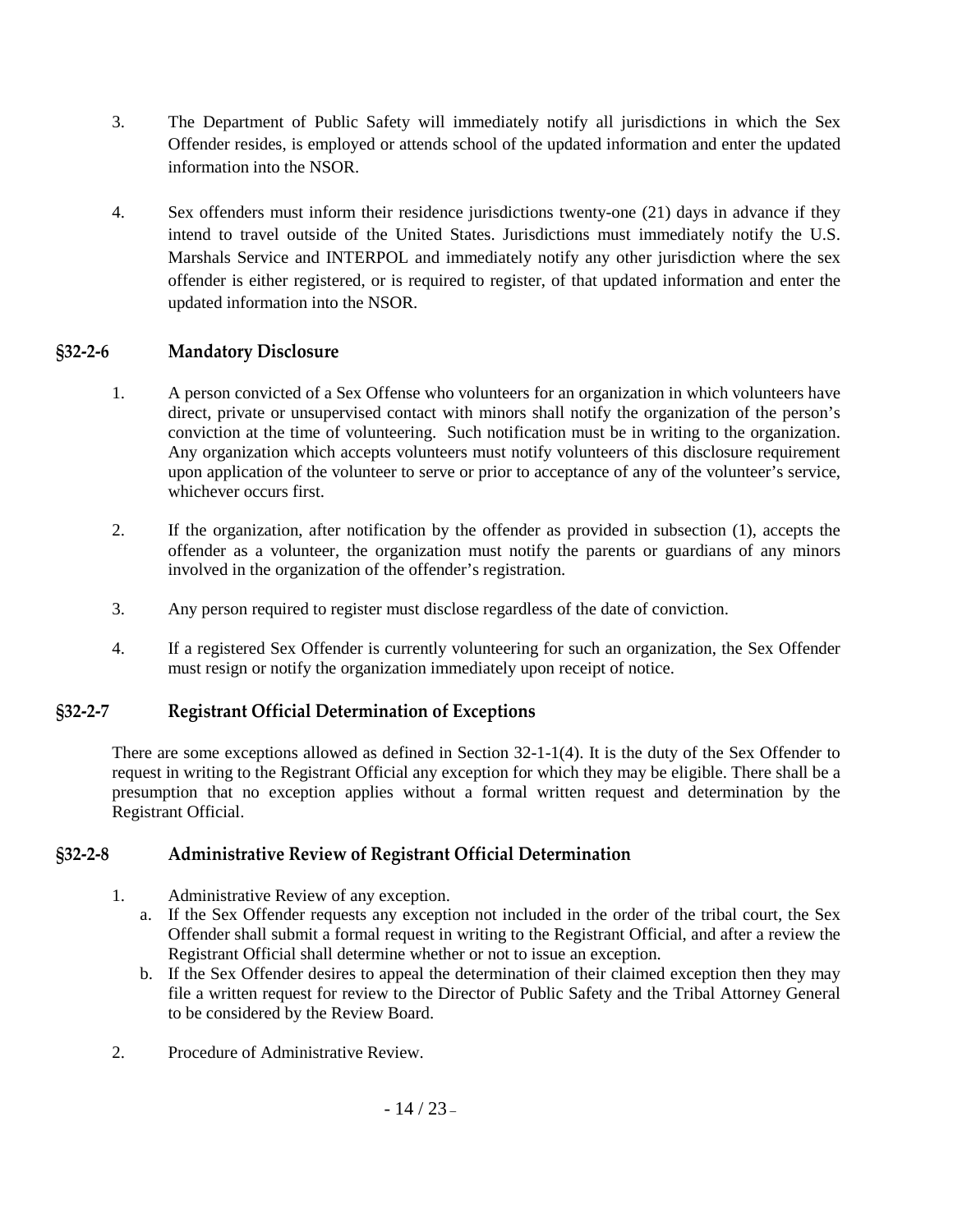3. The Department of Public Safety will immediately notify all jurisdictions in which the Sex Offender resides, is employed or attends school of the updated information and enter the updated information into the NSOR.

4. Sex offenders must inform their residence jurisdictions twenty-one (21) days in advance if they intend to travel outside of the United States. Jurisdictions must immediately notify the U.S. Marshals Service and INTERPOL and immediately notify any other jurisdiction where the sex offender is either registered, or is required to register, of that updated information and enter the updated information into the NSOR.

## §32-2-6 Mandatory Disclosure

1. A person convicted of a Sex Offense who volunteers for an organization in which volunteers have direct, private or unsupervised contact with minors shall notify the organization of the person's conviction at the time of volunteering. Such notification must be in writing to the organization. Any organization which accepts volunteers must notify volunteers of this disclosure requirement upon application of the volunteer to serve or prior to acceptance of any of the volunteer's service, whichever occurs first.

2. If the organization, after notification by the offender as provided in subsection (1), accepts the offender as a volunteer, the organization must notify the parents or guardians of any minors involved in the organization of the offender's registration.

3. Any person required to register must disclose regardless of the date of conviction.

4. If a registered Sex Offender is currently volunteering for such an organization, the Sex Offender must resign or notify the organization immediately upon receipt of notice.

## §32-2-7 Registrant Official Determination of Exceptions

There are some exceptions allowed as defined in Section 32-1-1(4). It is the duty of the Sex Offender to request in writing to the Registrant Official any exception for which they may be eligible. There shall be a presumption that no exception applies without a formal written request and determination by the Registrant Official.

## §32-2-8 Administrative Review of Registrant Official Determination

1. Administrative Review of any exception.
   a. If the Sex Offender requests any exception not included in the order of the tribal court, the Sex Offender shall submit a formal request in writing to the Registrant Official, and after a review the Registrant Official shall determine whether or not to issue an exception.
   b. If the Sex Offender desires to appeal the determination of their claimed exception then they may file a written request for review to the Director of Public Safety and the Tribal Attorney General to be considered by the Review Board.

2. Procedure of Administrative Review.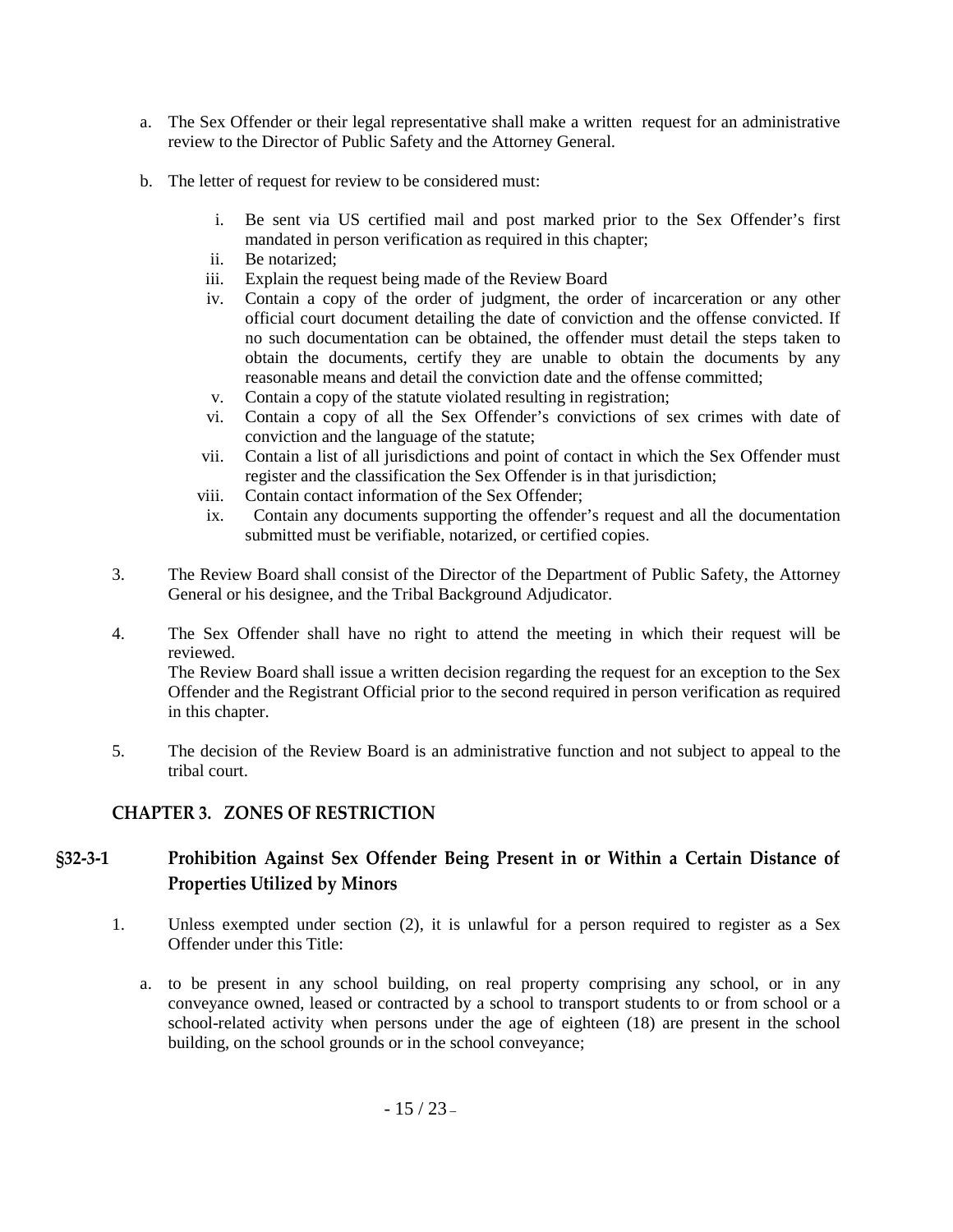a. The Sex Offender or their legal representative shall make a written request for an administrative review to the Director of Public Safety and the Attorney General.

b. The letter of request for review to be considered must:

   i. Be sent via US certified mail and post marked prior to the Sex Offender's first mandated in person verification as required in this chapter;
   ii. Be notarized;
   iii. Explain the request being made of the Review Board
   iv. Contain a copy of the order of judgment, the order of incarceration or any other official court document detailing the date of conviction and the offense convicted. If no such documentation can be obtained, the offender must detail the steps taken to obtain the documents, certify they are unable to obtain the documents by any reasonable means and detail the conviction date and the offense committed;
   v. Contain a copy of the statute violated resulting in registration;
   vi. Contain a copy of all the Sex Offender's convictions of sex crimes with date of conviction and the language of the statute;
   vii. Contain a list of all jurisdictions and point of contact in which the Sex Offender must register and the classification the Sex Offender is in that jurisdiction;
   viii. Contain contact information of the Sex Offender;
   ix. Contain any documents supporting the offender's request and all the documentation submitted must be verifiable, notarized, or certified copies.

3. The Review Board shall consist of the Director of the Department of Public Safety, the Attorney General or his designee, and the Tribal Background Adjudicator.

4. The Sex Offender shall have no right to attend the meeting in which their request will be reviewed.
   The Review Board shall issue a written decision regarding the request for an exception to the Sex Offender and the Registrant Official prior to the second required in person verification as required in this chapter.

5. The decision of the Review Board is an administrative function and not subject to appeal to the tribal court.

## CHAPTER 3. ZONES OF RESTRICTION

### §32-3-1 Prohibition Against Sex Offender Being Present in or Within a Certain Distance of Properties Utilized by Minors

1. Unless exempted under section (2), it is unlawful for a person required to register as a Sex Offender under this Title:

   a. to be present in any school building, on real property comprising any school, or in any conveyance owned, leased or contracted by a school to transport students to or from school or a school-related activity when persons under the age of eighteen (18) are present in the school building, on the school grounds or in the school conveyance;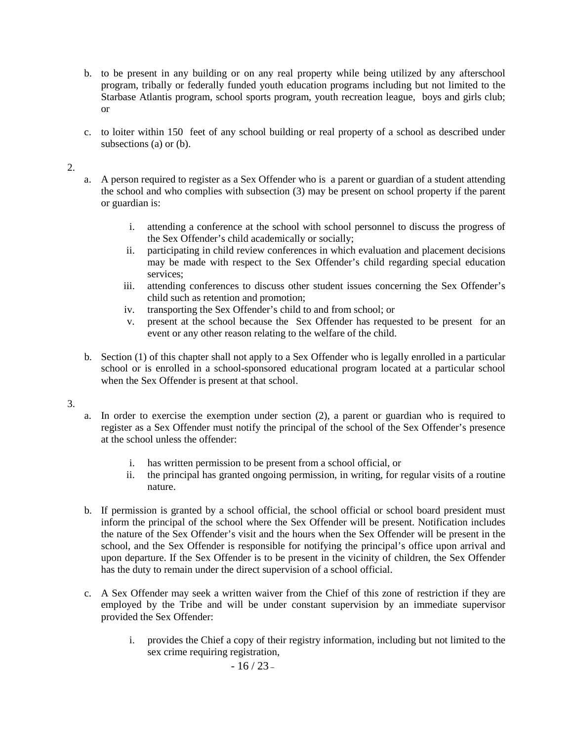b. to be present in any building or on any real property while being utilized by any afterschool program, tribally or federally funded youth education programs including but not limited to the Starbase Atlantis program, school sports program, youth recreation league, boys and girls club; or

c. to loiter within 150 feet of any school building or real property of a school as described under subsections (a) or (b).

2.

a. A person required to register as a Sex Offender who is a parent or guardian of a student attending the school and who complies with subsection (3) may be present on school property if the parent or guardian is:

   i. attending a conference at the school with school personnel to discuss the progress of the Sex Offender's child academically or socially;
   ii. participating in child review conferences in which evaluation and placement decisions may be made with respect to the Sex Offender's child regarding special education services;
   iii. attending conferences to discuss other student issues concerning the Sex Offender's child such as retention and promotion;
   iv. transporting the Sex Offender's child to and from school; or
   v. present at the school because the Sex Offender has requested to be present for an event or any other reason relating to the welfare of the child.

b. Section (1) of this chapter shall not apply to a Sex Offender who is legally enrolled in a particular school or is enrolled in a school-sponsored educational program located at a particular school when the Sex Offender is present at that school.

3.

a. In order to exercise the exemption under section (2), a parent or guardian who is required to register as a Sex Offender must notify the principal of the school of the Sex Offender's presence at the school unless the offender:

   i. has written permission to be present from a school official, or
   ii. the principal has granted ongoing permission, in writing, for regular visits of a routine nature.

b. If permission is granted by a school official, the school official or school board president must inform the principal of the school where the Sex Offender will be present. Notification includes the nature of the Sex Offender's visit and the hours when the Sex Offender will be present in the school, and the Sex Offender is responsible for notifying the principal's office upon arrival and upon departure. If the Sex Offender is to be present in the vicinity of children, the Sex Offender has the duty to remain under the direct supervision of a school official.

c. A Sex Offender may seek a written waiver from the Chief of this zone of restriction if they are employed by the Tribe and will be under constant supervision by an immediate supervisor provided the Sex Offender:

   i. provides the Chief a copy of their registry information, including but not limited to the sex crime requiring registration,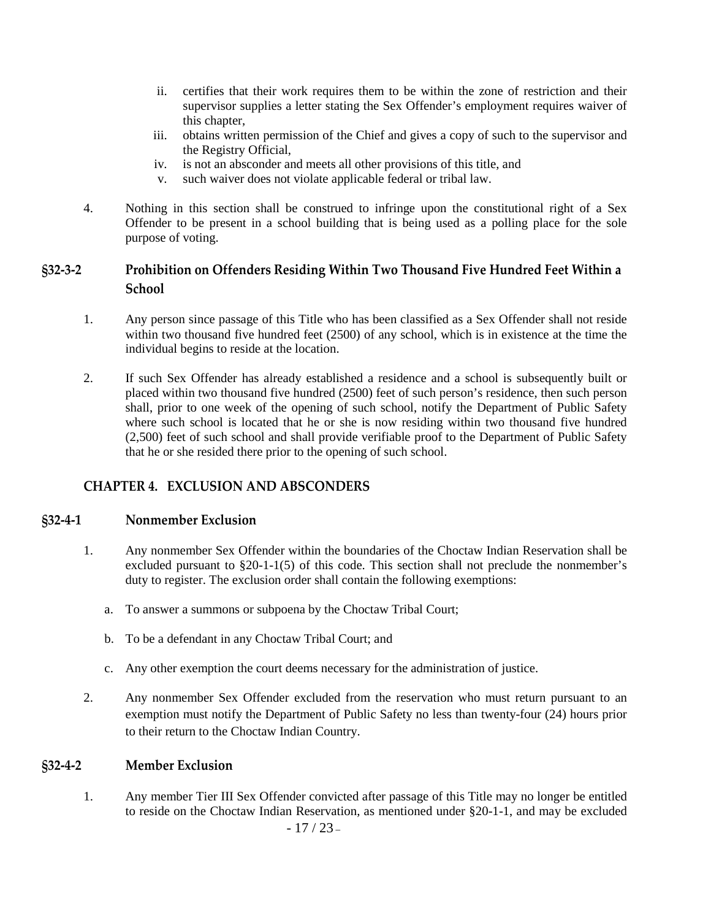ii. certifies that their work requires them to be within the zone of restriction and their supervisor supplies a letter stating the Sex Offender's employment requires waiver of this chapter,

iii. obtains written permission of the Chief and gives a copy of such to the supervisor and the Registry Official,

iv. is not an absconder and meets all other provisions of this title, and

v. such waiver does not violate applicable federal or tribal law.

4. Nothing in this section shall be construed to infringe upon the constitutional right of a Sex Offender to be present in a school building that is being used as a polling place for the sole purpose of voting.

### §32-3-2 Prohibition on Offenders Residing Within Two Thousand Five Hundred Feet Within a School

1. Any person since passage of this Title who has been classified as a Sex Offender shall not reside within two thousand five hundred feet (2500) of any school, which is in existence at the time the individual begins to reside at the location.

2. If such Sex Offender has already established a residence and a school is subsequently built or placed within two thousand five hundred (2500) feet of such person's residence, then such person shall, prior to one week of the opening of such school, notify the Department of Public Safety where such school is located that he or she is now residing within two thousand five hundred (2,500) feet of such school and shall provide verifiable proof to the Department of Public Safety that he or she resided there prior to the opening of such school.

## CHAPTER 4. EXCLUSION AND ABSCONDERS

### §32-4-1 Nonmember Exclusion

1. Any nonmember Sex Offender within the boundaries of the Choctaw Indian Reservation shall be excluded pursuant to §20-1-1(5) of this code. This section shall not preclude the nonmember's duty to register. The exclusion order shall contain the following exemptions:

   a. To answer a summons or subpoena by the Choctaw Tribal Court;

   b. To be a defendant in any Choctaw Tribal Court; and

   c. Any other exemption the court deems necessary for the administration of justice.

2. Any nonmember Sex Offender excluded from the reservation who must return pursuant to an exemption must notify the Department of Public Safety no less than twenty-four (24) hours prior to their return to the Choctaw Indian Country.

### §32-4-2 Member Exclusion

1. Any member Tier III Sex Offender convicted after passage of this Title may no longer be entitled to reside on the Choctaw Indian Reservation, as mentioned under §20-1-1, and may be excluded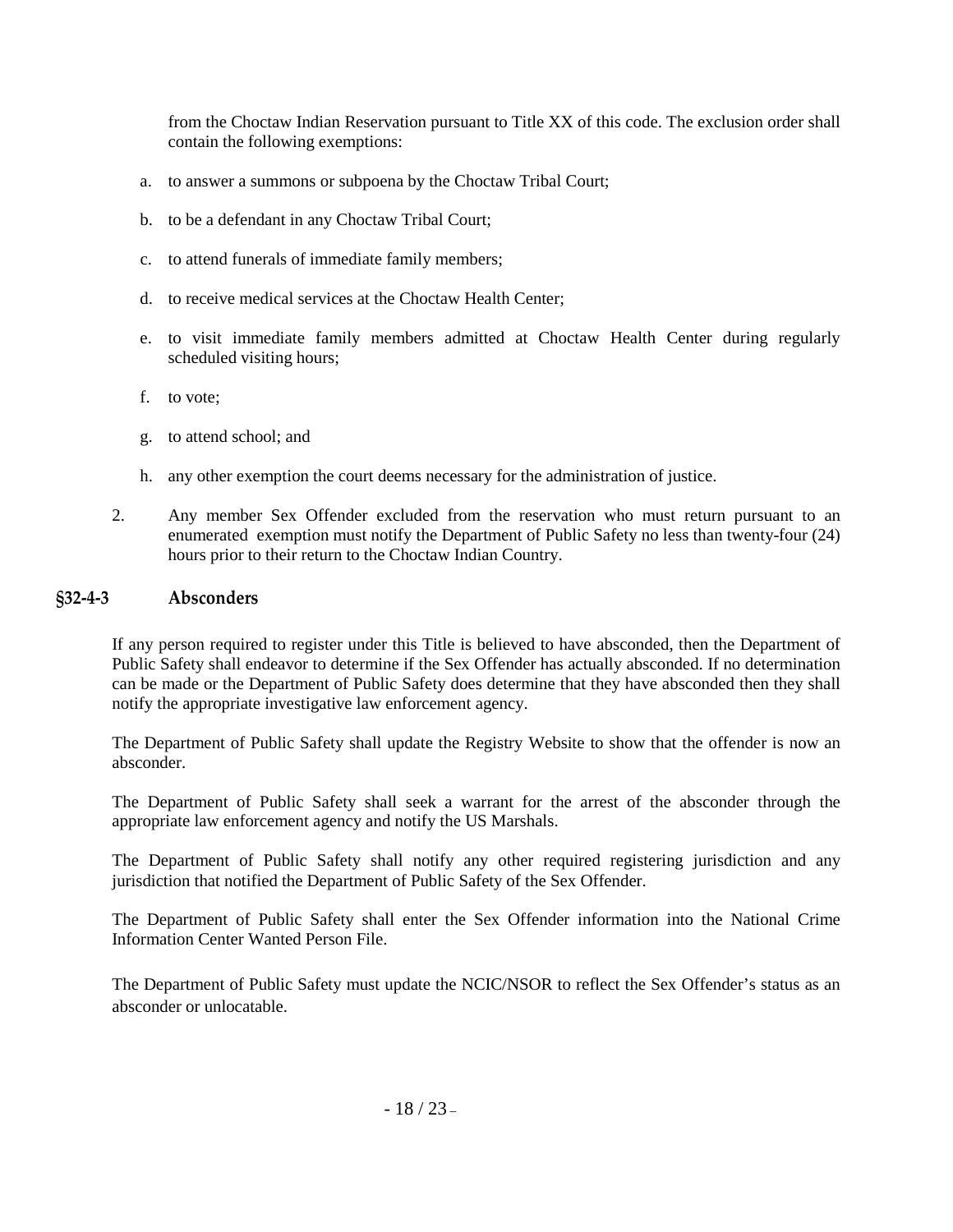from the Choctaw Indian Reservation pursuant to Title XX of this code. The exclusion order shall contain the following exemptions:

a. to answer a summons or subpoena by the Choctaw Tribal Court;

b. to be a defendant in any Choctaw Tribal Court;

c. to attend funerals of immediate family members;

d. to receive medical services at the Choctaw Health Center;

e. to visit immediate family members admitted at Choctaw Health Center during regularly scheduled visiting hours;

f. to vote;

g. to attend school; and

h. any other exemption the court deems necessary for the administration of justice.

2. Any member Sex Offender excluded from the reservation who must return pursuant to an enumerated exemption must notify the Department of Public Safety no less than twenty-four (24) hours prior to their return to the Choctaw Indian Country.

## §32-4-3 Absconders

If any person required to register under this Title is believed to have absconded, then the Department of Public Safety shall endeavor to determine if the Sex Offender has actually absconded. If no determination can be made or the Department of Public Safety does determine that they have absconded then they shall notify the appropriate investigative law enforcement agency.

The Department of Public Safety shall update the Registry Website to show that the offender is now an absconder.

The Department of Public Safety shall seek a warrant for the arrest of the absconder through the appropriate law enforcement agency and notify the US Marshals.

The Department of Public Safety shall notify any other required registering jurisdiction and any jurisdiction that notified the Department of Public Safety of the Sex Offender.

The Department of Public Safety shall enter the Sex Offender information into the National Crime Information Center Wanted Person File.

The Department of Public Safety must update the NCIC/NSOR to reflect the Sex Offender's status as an absconder or unlocatable.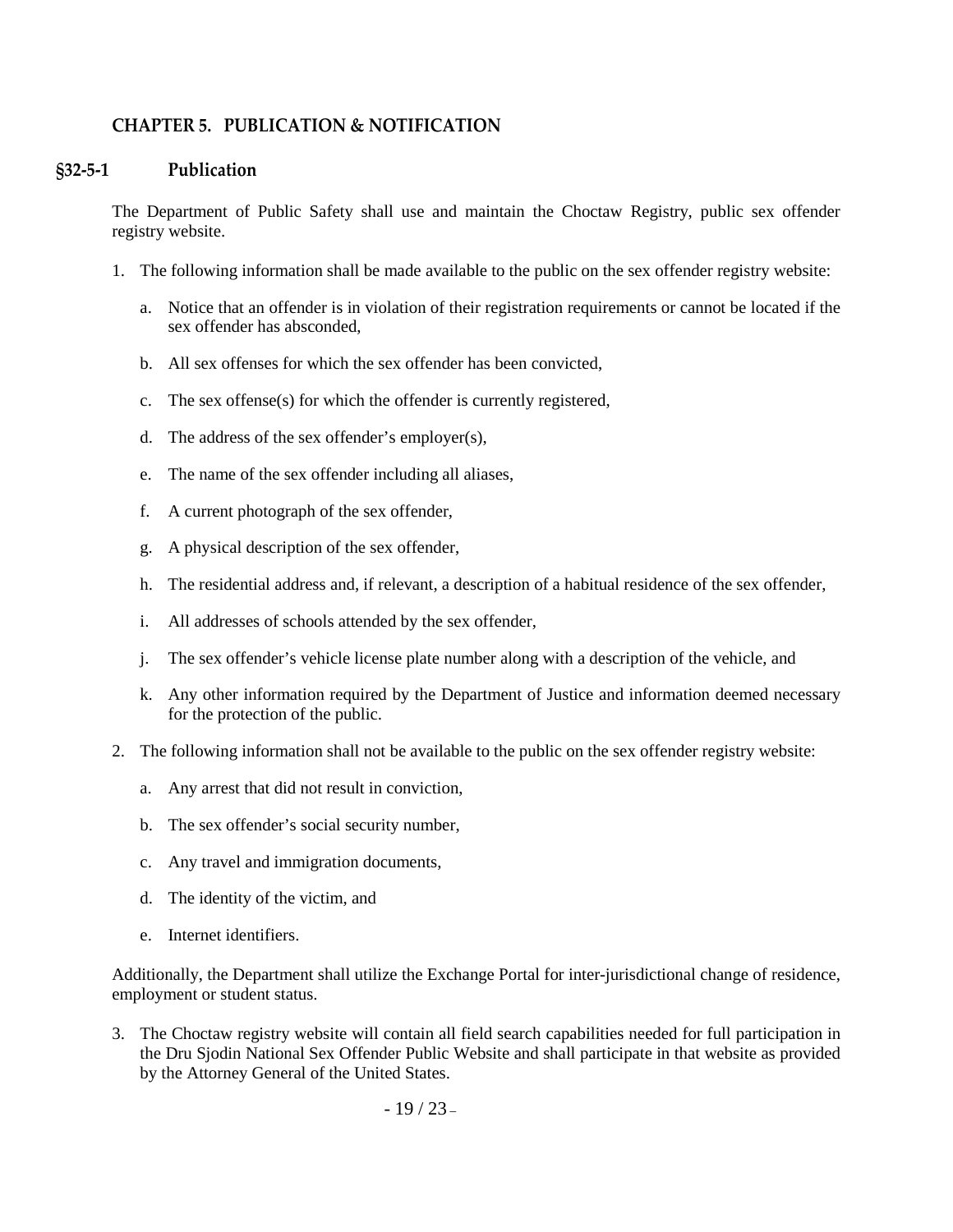## CHAPTER 5. PUBLICATION & NOTIFICATION

### §32-5-1 Publication

The Department of Public Safety shall use and maintain the Choctaw Registry, public sex offender registry website.

1. The following information shall be made available to the public on the sex offender registry website:

   a. Notice that an offender is in violation of their registration requirements or cannot be located if the sex offender has absconded,

   b. All sex offenses for which the sex offender has been convicted,

   c. The sex offense(s) for which the offender is currently registered,

   d. The address of the sex offender's employer(s),

   e. The name of the sex offender including all aliases,

   f. A current photograph of the sex offender,

   g. A physical description of the sex offender,

   h. The residential address and, if relevant, a description of a habitual residence of the sex offender,

   i. All addresses of schools attended by the sex offender,

   j. The sex offender's vehicle license plate number along with a description of the vehicle, and

   k. Any other information required by the Department of Justice and information deemed necessary for the protection of the public.

2. The following information shall not be available to the public on the sex offender registry website:

   a. Any arrest that did not result in conviction,

   b. The sex offender's social security number,

   c. Any travel and immigration documents,

   d. The identity of the victim, and

   e. Internet identifiers.

Additionally, the Department shall utilize the Exchange Portal for inter-jurisdictional change of residence, employment or student status.

3. The Choctaw registry website will contain all field search capabilities needed for full participation in the Dru Sjodin National Sex Offender Public Website and shall participate in that website as provided by the Attorney General of the United States.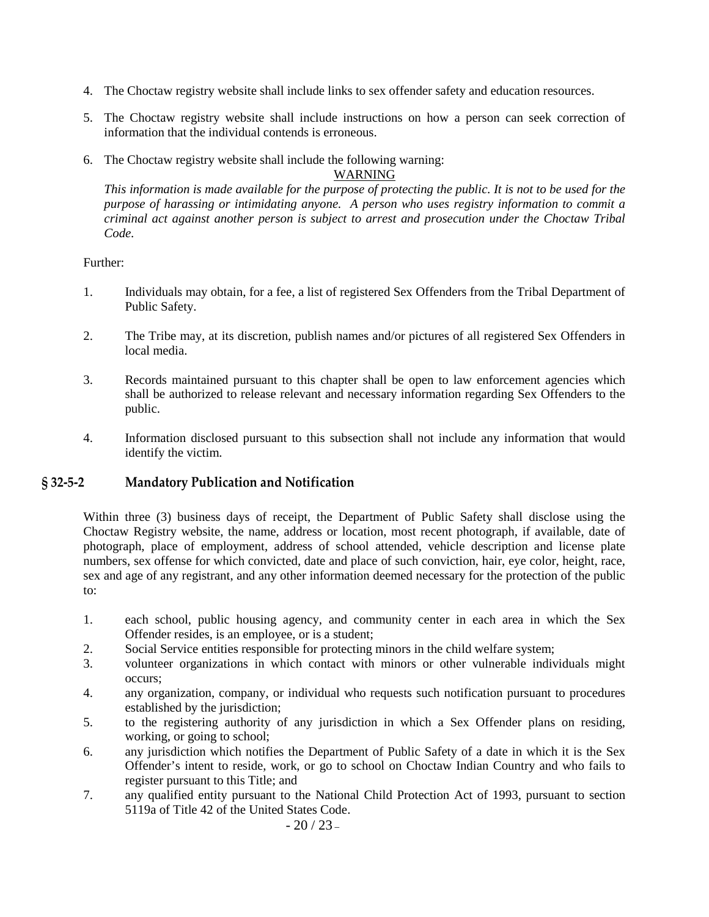4. The Choctaw registry website shall include links to sex offender safety and education resources.

5. The Choctaw registry website shall include instructions on how a person can seek correction of information that the individual contends is erroneous.

6. The Choctaw registry website shall include the following warning:

   WARNING

   *This information is made available for the purpose of protecting the public. It is not to be used for the purpose of harassing or intimidating anyone. A person who uses registry information to commit a criminal act against another person is subject to arrest and prosecution under the Choctaw Tribal Code.*

Further:

1. Individuals may obtain, for a fee, a list of registered Sex Offenders from the Tribal Department of Public Safety.

2. The Tribe may, at its discretion, publish names and/or pictures of all registered Sex Offenders in local media.

3. Records maintained pursuant to this chapter shall be open to law enforcement agencies which shall be authorized to release relevant and necessary information regarding Sex Offenders to the public.

4. Information disclosed pursuant to this subsection shall not include any information that would identify the victim.

## § 32-5-2 Mandatory Publication and Notification

Within three (3) business days of receipt, the Department of Public Safety shall disclose using the Choctaw Registry website, the name, address or location, most recent photograph, if available, date of photograph, place of employment, address of school attended, vehicle description and license plate numbers, sex offense for which convicted, date and place of such conviction, hair, eye color, height, race, sex and age of any registrant, and any other information deemed necessary for the protection of the public to:

1. each school, public housing agency, and community center in each area in which the Sex Offender resides, is an employee, or is a student;
2. Social Service entities responsible for protecting minors in the child welfare system;
3. volunteer organizations in which contact with minors or other vulnerable individuals might occurs;
4. any organization, company, or individual who requests such notification pursuant to procedures established by the jurisdiction;
5. to the registering authority of any jurisdiction in which a Sex Offender plans on residing, working, or going to school;
6. any jurisdiction which notifies the Department of Public Safety of a date in which it is the Sex Offender's intent to reside, work, or go to school on Choctaw Indian Country and who fails to register pursuant to this Title; and
7. any qualified entity pursuant to the National Child Protection Act of 1993, pursuant to section 5119a of Title 42 of the United States Code.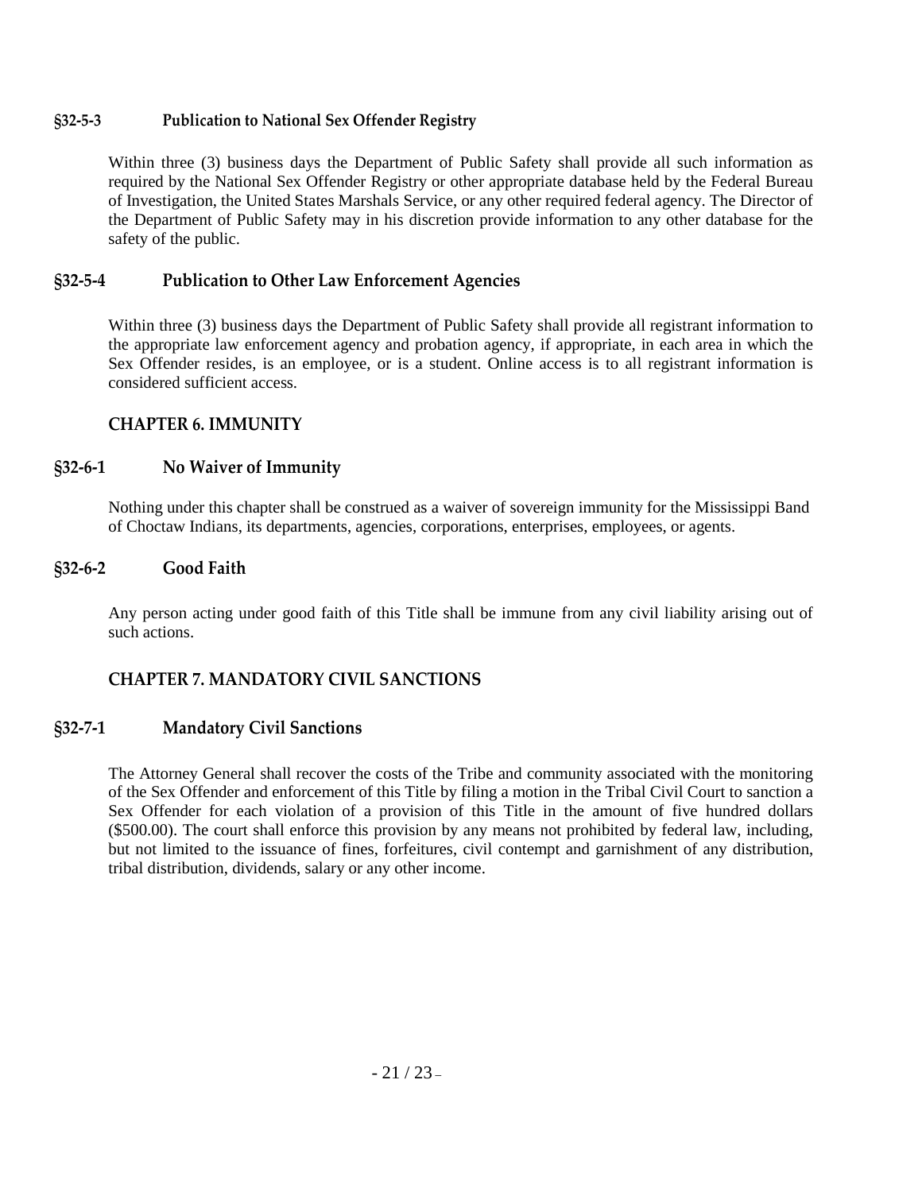### §32-5-3 Publication to National Sex Offender Registry

Within three (3) business days the Department of Public Safety shall provide all such information as required by the National Sex Offender Registry or other appropriate database held by the Federal Bureau of Investigation, the United States Marshals Service, or any other required federal agency. The Director of the Department of Public Safety may in his discretion provide information to any other database for the safety of the public.

### §32-5-4 Publication to Other Law Enforcement Agencies

Within three (3) business days the Department of Public Safety shall provide all registrant information to the appropriate law enforcement agency and probation agency, if appropriate, in each area in which the Sex Offender resides, is an employee, or is a student. Online access is to all registrant information is considered sufficient access.

## CHAPTER 6. IMMUNITY

### §32-6-1 No Waiver of Immunity

Nothing under this chapter shall be construed as a waiver of sovereign immunity for the Mississippi Band of Choctaw Indians, its departments, agencies, corporations, enterprises, employees, or agents.

### §32-6-2 Good Faith

Any person acting under good faith of this Title shall be immune from any civil liability arising out of such actions.

## CHAPTER 7. MANDATORY CIVIL SANCTIONS

### §32-7-1 Mandatory Civil Sanctions

The Attorney General shall recover the costs of the Tribe and community associated with the monitoring of the Sex Offender and enforcement of this Title by filing a motion in the Tribal Civil Court to sanction a Sex Offender for each violation of a provision of this Title in the amount of five hundred dollars ($500.00). The court shall enforce this provision by any means not prohibited by federal law, including, but not limited to the issuance of fines, forfeitures, civil contempt and garnishment of any distribution, tribal distribution, dividends, salary or any other income.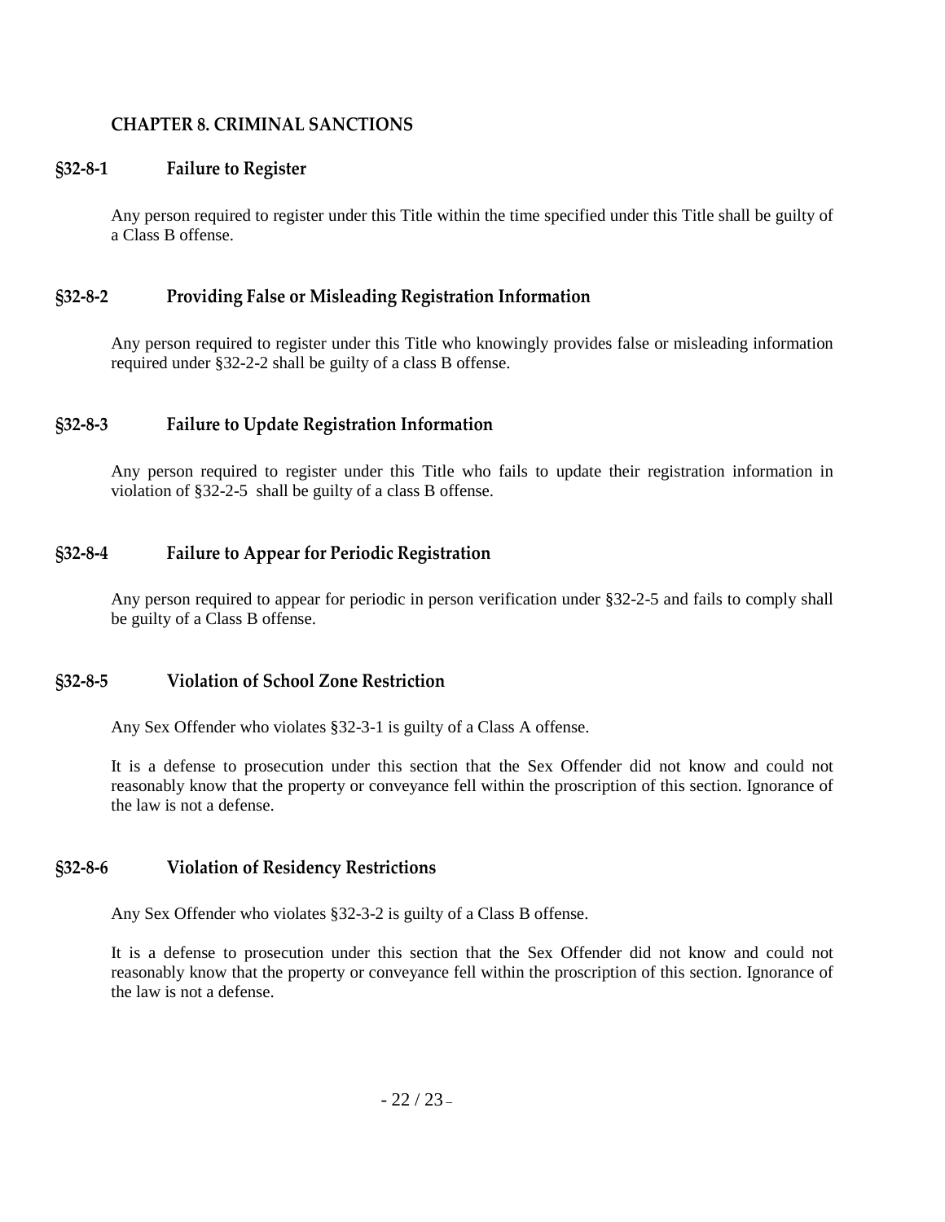## CHAPTER 8. CRIMINAL SANCTIONS

### §32-8-1 Failure to Register

Any person required to register under this Title within the time specified under this Title shall be guilty of a Class B offense.

### §32-8-2 Providing False or Misleading Registration Information

Any person required to register under this Title who knowingly provides false or misleading information required under §32-2-2 shall be guilty of a class B offense.

### §32-8-3 Failure to Update Registration Information

Any person required to register under this Title who fails to update their registration information in violation of §32-2-5 shall be guilty of a class B offense.

### §32-8-4 Failure to Appear for Periodic Registration

Any person required to appear for periodic in person verification under §32-2-5 and fails to comply shall be guilty of a Class B offense.

### §32-8-5 Violation of School Zone Restriction

Any Sex Offender who violates §32-3-1 is guilty of a Class A offense.

It is a defense to prosecution under this section that the Sex Offender did not know and could not reasonably know that the property or conveyance fell within the proscription of this section. Ignorance of the law is not a defense.

### §32-8-6 Violation of Residency Restrictions

Any Sex Offender who violates §32-3-2 is guilty of a Class B offense.

It is a defense to prosecution under this section that the Sex Offender did not know and could not reasonably know that the property or conveyance fell within the proscription of this section. Ignorance of the law is not a defense.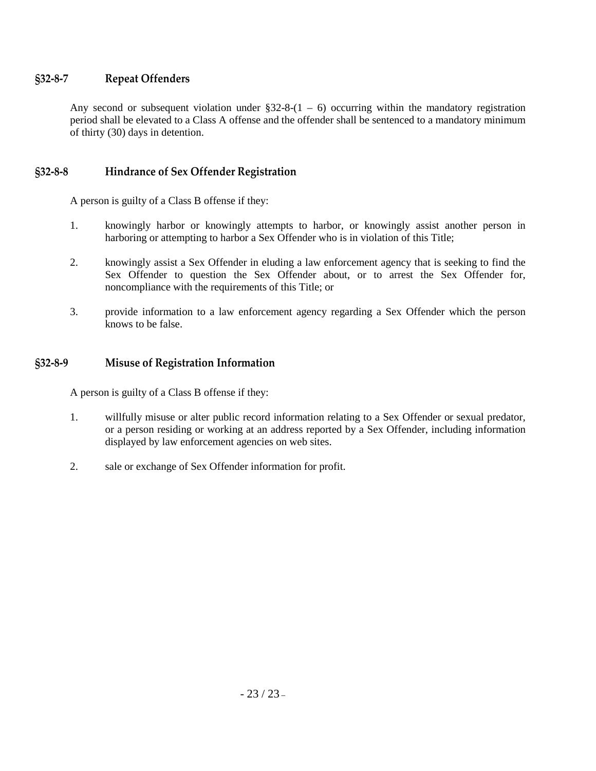## §32-8-7 Repeat Offenders

Any second or subsequent violation under §32-8-(1 – 6) occurring within the mandatory registration period shall be elevated to a Class A offense and the offender shall be sentenced to a mandatory minimum of thirty (30) days in detention.

## §32-8-8 Hindrance of Sex Offender Registration

A person is guilty of a Class B offense if they:

1. knowingly harbor or knowingly attempts to harbor, or knowingly assist another person in harboring or attempting to harbor a Sex Offender who is in violation of this Title;

2. knowingly assist a Sex Offender in eluding a law enforcement agency that is seeking to find the Sex Offender to question the Sex Offender about, or to arrest the Sex Offender for, noncompliance with the requirements of this Title; or

3. provide information to a law enforcement agency regarding a Sex Offender which the person knows to be false.

## §32-8-9 Misuse of Registration Information

A person is guilty of a Class B offense if they:

1. willfully misuse or alter public record information relating to a Sex Offender or sexual predator, or a person residing or working at an address reported by a Sex Offender, including information displayed by law enforcement agencies on web sites.

2. sale or exchange of Sex Offender information for profit.